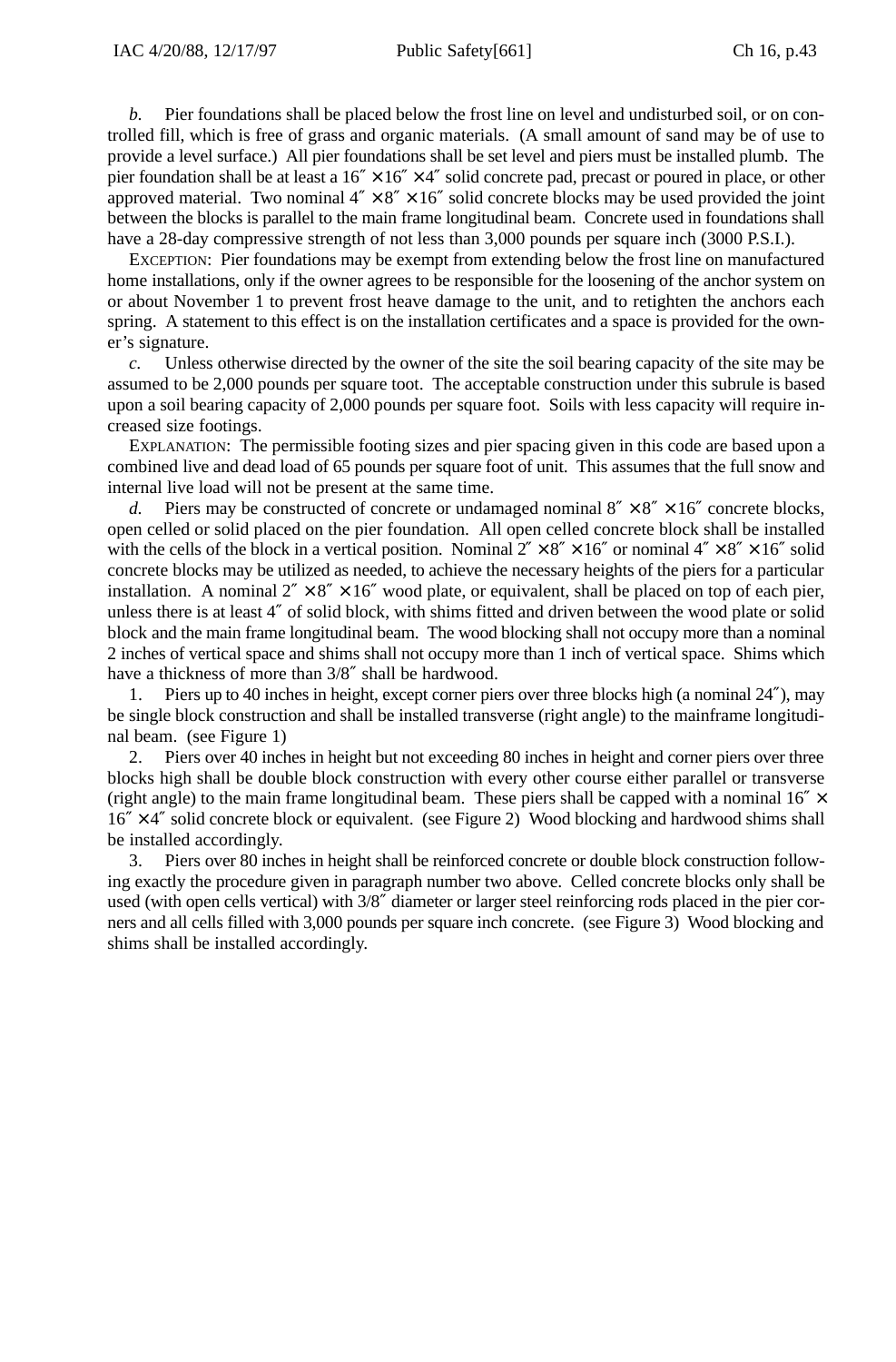*b.* Pier foundations shall be placed below the frost line on level and undisturbed soil, or on controlled fill, which is free of grass and organic materials. (A small amount of sand may be of use to provide a level surface.) All pier foundations shall be set level and piers must be installed plumb. The pier foundation shall be at least a 16″ × 16″ × 4″ solid concrete pad, precast or poured in place, or other approved material. Two nominal 4″ × 8″ × 16″ solid concrete blocks may be used provided the joint between the blocks is parallel to the main frame longitudinal beam. Concrete used in foundations shall have a 28-day compressive strength of not less than 3,000 pounds per square inch (3000 P.S.I.).

EXCEPTION: Pier foundations may be exempt from extending below the frost line on manufactured home installations, only if the owner agrees to be responsible for the loosening of the anchor system on or about November 1 to prevent frost heave damage to the unit, and to retighten the anchors each spring. A statement to this effect is on the installation certificates and a space is provided for the owner's signature.

*c.* Unless otherwise directed by the owner of the site the soil bearing capacity of the site may be assumed to be 2,000 pounds per square toot. The acceptable construction under this subrule is based upon a soil bearing capacity of 2,000 pounds per square foot. Soils with less capacity will require increased size footings.

EXPLANATION: The permissible footing sizes and pier spacing given in this code are based upon a combined live and dead load of 65 pounds per square foot of unit. This assumes that the full snow and internal live load will not be present at the same time.

*d.* Piers may be constructed of concrete or undamaged nominal 8″ × 8″ × 16″ concrete blocks, open celled or solid placed on the pier foundation. All open celled concrete block shall be installed with the cells of the block in a vertical position. Nominal 2″ × 8″ × 16″ or nominal 4″ × 8″ × 16″ solid concrete blocks may be utilized as needed, to achieve the necessary heights of the piers for a particular installation. A nominal 2″ × 8″ × 16″ wood plate, or equivalent, shall be placed on top of each pier, unless there is at least 4″ of solid block, with shims fitted and driven between the wood plate or solid block and the main frame longitudinal beam. The wood blocking shall not occupy more than a nominal 2 inches of vertical space and shims shall not occupy more than 1 inch of vertical space. Shims which have a thickness of more than 3/8″ shall be hardwood.

1. Piers up to 40 inches in height, except corner piers over three blocks high (a nominal 24″), may be single block construction and shall be installed transverse (right angle) to the mainframe longitudinal beam. (see Figure 1)

2. Piers over 40 inches in height but not exceeding 80 inches in height and corner piers over three blocks high shall be double block construction with every other course either parallel or transverse (right angle) to the main frame longitudinal beam. These piers shall be capped with a nominal 16″ × 16″ × 4″ solid concrete block or equivalent. (see Figure 2) Wood blocking and hardwood shims shall be installed accordingly.

3. Piers over 80 inches in height shall be reinforced concrete or double block construction following exactly the procedure given in paragraph number two above. Celled concrete blocks only shall be used (with open cells vertical) with 3/8″ diameter or larger steel reinforcing rods placed in the pier corners and all cells filled with 3,000 pounds per square inch concrete. (see Figure 3) Wood blocking and shims shall be installed accordingly.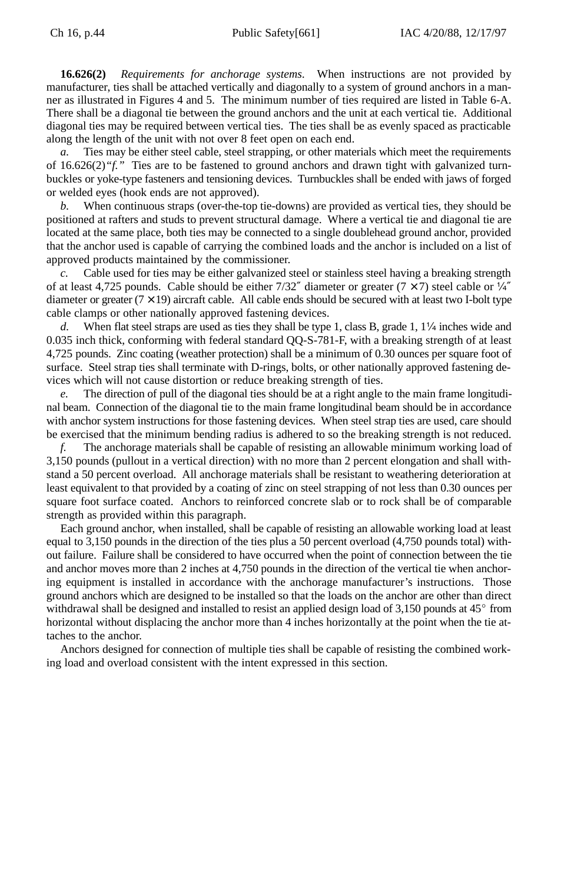**16.626(2)** *Requirements for anchorage systems.* When instructions are not provided by manufacturer, ties shall be attached vertically and diagonally to a system of ground anchors in a manner as illustrated in Figures 4 and 5. The minimum number of ties required are listed in Table 6-A. There shall be a diagonal tie between the ground anchors and the unit at each vertical tie. Additional diagonal ties may be required between vertical ties. The ties shall be as evenly spaced as practicable along the length of the unit with not over 8 feet open on each end.

*a.* Ties may be either steel cable, steel strapping, or other materials which meet the requirements of 16.626(2)*"f."* Ties are to be fastened to ground anchors and drawn tight with galvanized turnbuckles or yoke-type fasteners and tensioning devices. Turnbuckles shall be ended with jaws of forged or welded eyes (hook ends are not approved).

*b.* When continuous straps (over-the-top tie-downs) are provided as vertical ties, they should be positioned at rafters and studs to prevent structural damage. Where a vertical tie and diagonal tie are located at the same place, both ties may be connected to a single doublehead ground anchor, provided that the anchor used is capable of carrying the combined loads and the anchor is included on a list of approved products maintained by the commissioner.

*c.* Cable used for ties may be either galvanized steel or stainless steel having a breaking strength of at least 4,725 pounds. Cable should be either 7/32″ diameter or greater (7 × 7) steel cable or ¼″ diameter or greater (7 × 19) aircraft cable. All cable ends should be secured with at least two I-bolt type cable clamps or other nationally approved fastening devices.

*d.* When flat steel straps are used as ties they shall be type 1, class B, grade 1, 1¼ inches wide and 0.035 inch thick, conforming with federal standard QQ-S-781-F, with a breaking strength of at least 4,725 pounds. Zinc coating (weather protection) shall be a minimum of 0.30 ounces per square foot of surface. Steel strap ties shall terminate with D-rings, bolts, or other nationally approved fastening devices which will not cause distortion or reduce breaking strength of ties.

*e.* The direction of pull of the diagonal ties should be at a right angle to the main frame longitudinal beam. Connection of the diagonal tie to the main frame longitudinal beam should be in accordance with anchor system instructions for those fastening devices. When steel strap ties are used, care should be exercised that the minimum bending radius is adhered to so the breaking strength is not reduced.

*f.* The anchorage materials shall be capable of resisting an allowable minimum working load of 3,150 pounds (pullout in a vertical direction) with no more than 2 percent elongation and shall withstand a 50 percent overload. All anchorage materials shall be resistant to weathering deterioration at least equivalent to that provided by a coating of zinc on steel strapping of not less than 0.30 ounces per square foot surface coated. Anchors to reinforced concrete slab or to rock shall be of comparable strength as provided within this paragraph.

Each ground anchor, when installed, shall be capable of resisting an allowable working load at least equal to 3,150 pounds in the direction of the ties plus a 50 percent overload (4,750 pounds total) without failure. Failure shall be considered to have occurred when the point of connection between the tie and anchor moves more than 2 inches at 4,750 pounds in the direction of the vertical tie when anchoring equipment is installed in accordance with the anchorage manufacturer's instructions. Those ground anchors which are designed to be installed so that the loads on the anchor are other than direct withdrawal shall be designed and installed to resist an applied design load of 3,150 pounds at 45° from horizontal without displacing the anchor more than 4 inches horizontally at the point when the tie attaches to the anchor.

Anchors designed for connection of multiple ties shall be capable of resisting the combined working load and overload consistent with the intent expressed in this section.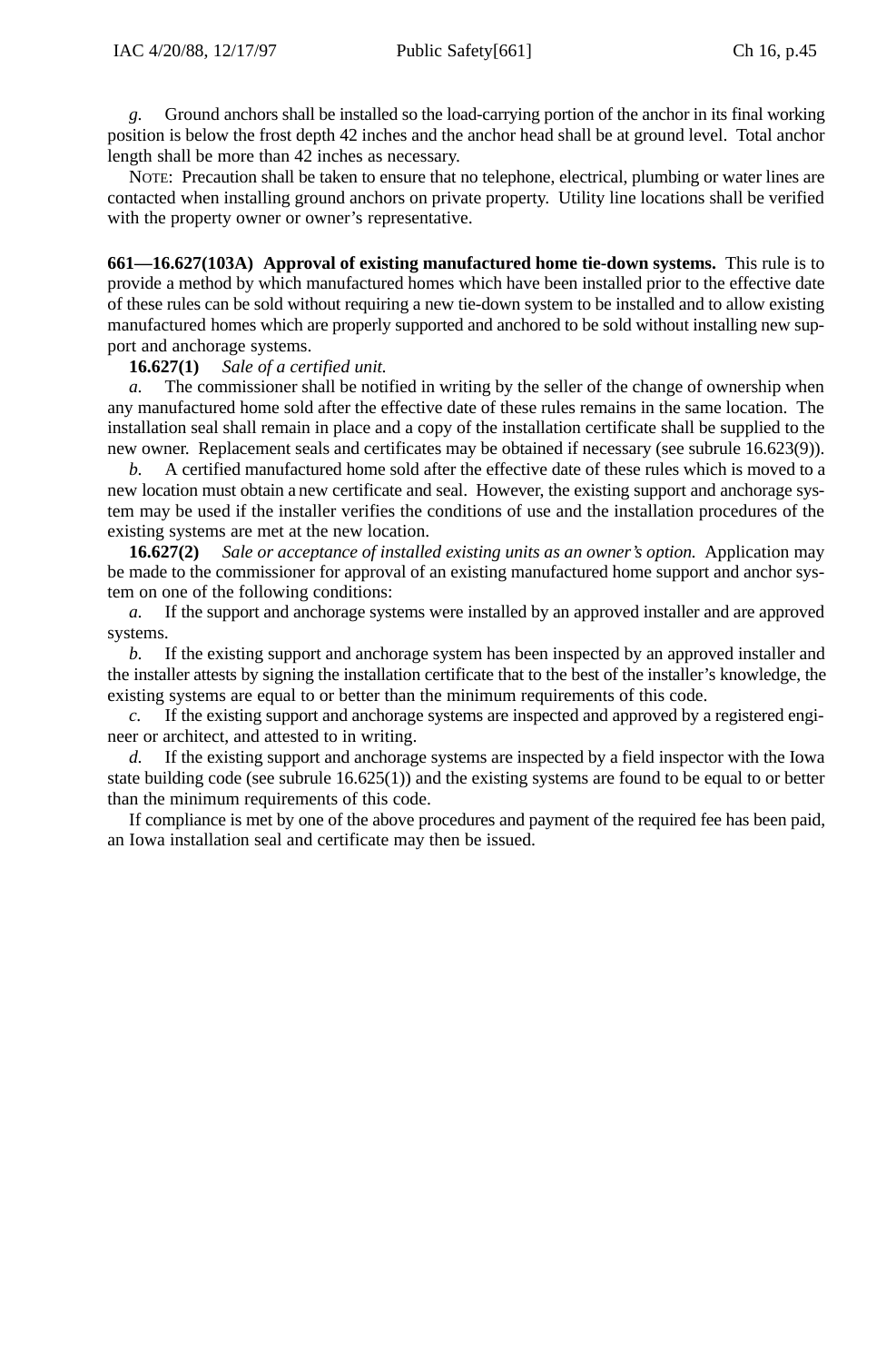*g*. Ground anchors shall be installed so the load-carrying portion of the anchor in its final working position is below the frost depth 42 inches and the anchor head shall be at ground level. Total anchor length shall be more than 42 inches as necessary.

NOTE: Precaution shall be taken to ensure that no telephone, electrical, plumbing or water lines are contacted when installing ground anchors on private property. Utility line locations shall be verified with the property owner or owner's representative.

**661—16.627(103A) Approval of existing manufactured home tie-down systems.** This rule is to provide a method by which manufactured homes which have been installed prior to the effective date of these rules can be sold without requiring a new tie-down system to be installed and to allow existing manufactured homes which are properly supported and anchored to be sold without installing new support and anchorage systems.

**16.627(1)** *Sale of a certified unit.*

*a.* The commissioner shall be notified in writing by the seller of the change of ownership when any manufactured home sold after the effective date of these rules remains in the same location. The installation seal shall remain in place and a copy of the installation certificate shall be supplied to the new owner. Replacement seals and certificates may be obtained if necessary (see subrule 16.623(9)).

*b.* A certified manufactured home sold after the effective date of these rules which is moved to a new location must obtain a new certificate and seal. However, the existing support and anchorage system may be used if the installer verifies the conditions of use and the installation procedures of the existing systems are met at the new location.

**16.627(2)** *Sale or acceptance of installed existing units as an owner's option.* Application may be made to the commissioner for approval of an existing manufactured home support and anchor system on one of the following conditions:

*a.* If the support and anchorage systems were installed by an approved installer and are approved systems.

*b.* If the existing support and anchorage system has been inspected by an approved installer and the installer attests by signing the installation certificate that to the best of the installer's knowledge, the existing systems are equal to or better than the minimum requirements of this code.

*c.* If the existing support and anchorage systems are inspected and approved by a registered engineer or architect, and attested to in writing.

*d.* If the existing support and anchorage systems are inspected by a field inspector with the Iowa state building code (see subrule 16.625(1)) and the existing systems are found to be equal to or better than the minimum requirements of this code.

If compliance is met by one of the above procedures and payment of the required fee has been paid, an Iowa installation seal and certificate may then be issued.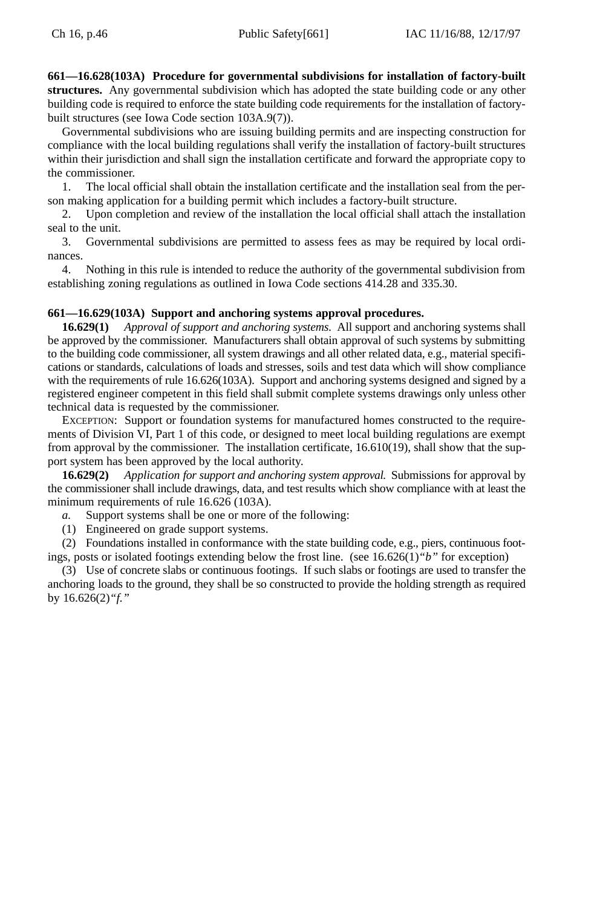**661—16.628(103A) Procedure for governmental subdivisions for installation of factory-built structures.** Any governmental subdivision which has adopted the state building code or any other building code is required to enforce the state building code requirements for the installation of factory-built structures (see Iowa Code section 103A.9(7)).

Governmental subdivisions who are issuing building permits and are inspecting construction for compliance with the local building regulations shall verify the installation of factory-built structures within their jurisdiction and shall sign the installation certificate and forward the appropriate copy to the commissioner.

1. The local official shall obtain the installation certificate and the installation seal from the person making application for a building permit which includes a factory-built structure.
2. Upon completion and review of the installation the local official shall attach the installation seal to the unit.
3. Governmental subdivisions are permitted to assess fees as may be required by local ordinances.
4. Nothing in this rule is intended to reduce the authority of the governmental subdivision from establishing zoning regulations as outlined in Iowa Code sections 414.28 and 335.30.

**661—16.629(103A) Support and anchoring systems approval procedures.**

**16.629(1)** *Approval of support and anchoring systems.* All support and anchoring systems shall be approved by the commissioner. Manufacturers shall obtain approval of such systems by submitting to the building code commissioner, all system drawings and all other related data, e.g., material specifications or standards, calculations of loads and stresses, soils and test data which will show compliance with the requirements of rule 16.626(103A). Support and anchoring systems designed and signed by a registered engineer competent in this field shall submit complete systems drawings only unless other technical data is requested by the commissioner.

EXCEPTION: Support or foundation systems for manufactured homes constructed to the requirements of Division VI, Part 1 of this code, or designed to meet local building regulations are exempt from approval by the commissioner. The installation certificate, 16.610(19), shall show that the support system has been approved by the local authority.

**16.629(2)** *Application for support and anchoring system approval.* Submissions for approval by the commissioner shall include drawings, data, and test results which show compliance with at least the minimum requirements of rule 16.626 (103A).

*a.* Support systems shall be one or more of the following:

(1) Engineered on grade support systems.

(2) Foundations installed in conformance with the state building code, e.g., piers, continuous footings, posts or isolated footings extending below the frost line. (see 16.626(1)*"b"* for exception)

(3) Use of concrete slabs or continuous footings. If such slabs or footings are used to transfer the anchoring loads to the ground, they shall be so constructed to provide the holding strength as required by 16.626(2)*"f."*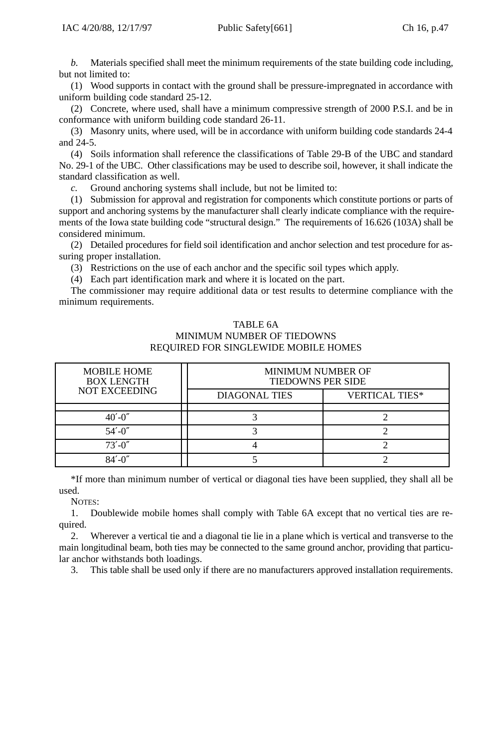*b.* Materials specified shall meet the minimum requirements of the state building code including, but not limited to:

(1) Wood supports in contact with the ground shall be pressure-impregnated in accordance with uniform building code standard 25-12.

(2) Concrete, where used, shall have a minimum compressive strength of 2000 P.S.I. and be in conformance with uniform building code standard 26-11.

(3) Masonry units, where used, will be in accordance with uniform building code standards 24-4 and 24-5.

(4) Soils information shall reference the classifications of Table 29-B of the UBC and standard No. 29-1 of the UBC. Other classifications may be used to describe soil, however, it shall indicate the standard classification as well.

*c.* Ground anchoring systems shall include, but not be limited to:

(1) Submission for approval and registration for components which constitute portions or parts of support and anchoring systems by the manufacturer shall clearly indicate compliance with the requirements of the Iowa state building code "structural design." The requirements of 16.626 (103A) shall be considered minimum.

(2) Detailed procedures for field soil identification and anchor selection and test procedure for assuring proper installation.

(3) Restrictions on the use of each anchor and the specific soil types which apply.

(4) Each part identification mark and where it is located on the part.

The commissioner may require additional data or test results to determine compliance with the minimum requirements.

TABLE 6A
MINIMUM NUMBER OF TIEDOWNS
REQUIRED FOR SINGLEWIDE MOBILE HOMES

| MOBILE HOME BOX LENGTH NOT EXCEEDING | MINIMUM NUMBER OF TIEDOWNS PER SIDE | |
|---|---|---|
| | DIAGONAL TIES | VERTICAL TIES* |
| 40′-0″ | 3 | 2 |
| 54′-0″ | 3 | 2 |
| 73′-0″ | 4 | 2 |
| 84′-0″ | 5 | 2 |

*If more than minimum number of vertical or diagonal ties have been supplied, they shall all be used.

NOTES:

1. Doublewide mobile homes shall comply with Table 6A except that no vertical ties are required.

2. Wherever a vertical tie and a diagonal tie lie in a plane which is vertical and transverse to the main longitudinal beam, both ties may be connected to the same ground anchor, providing that particular anchor withstands both loadings.

3. This table shall be used only if there are no manufacturers approved installation requirements.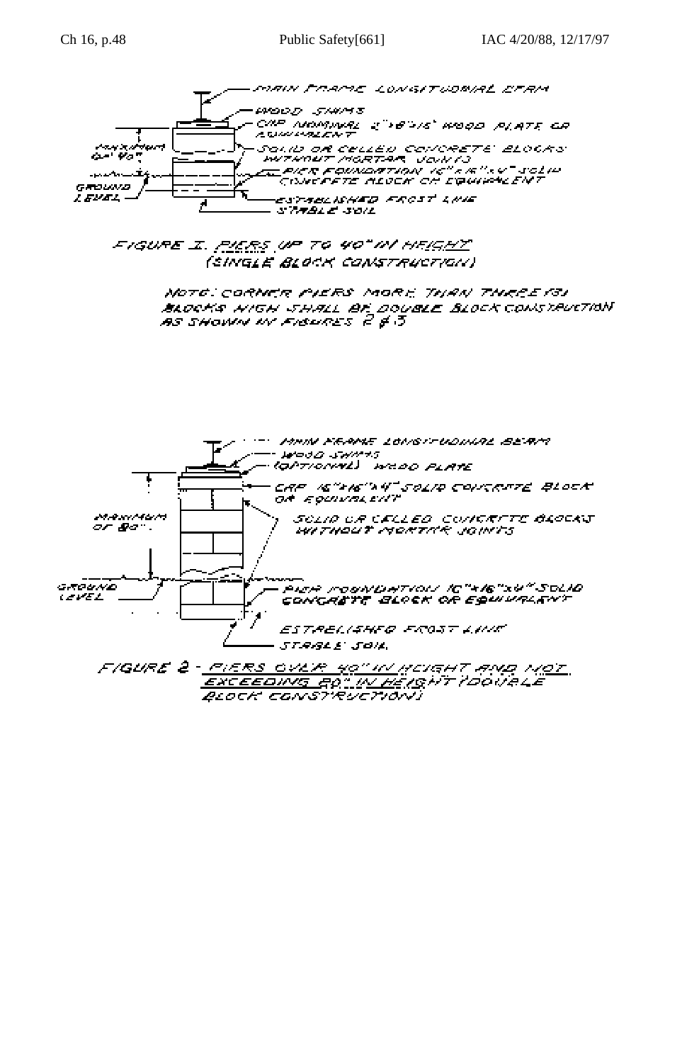MAIN FRAME LONGITUDINAL BEAM

WOOD SHIMS

CAP NOMINAL 2"×8"×16" WOOD PLATE OR EQUIVALENT

MAXIMUM OF 40"

SOLID OR CELLED CONCRETE BLOCKS WITHOUT MORTAR JOINTS

PIER FOUNDATION 16"×16"×4" SOLID CONCRETE BLOCK OR EQUIVALENT

GROUND LEVEL

ESTABLISHED FROST LINE

STABLE SOIL

FIGURE I. PIERS UP TO 40" IN HEIGHT (SINGLE BLOCK CONSTRUCTION)

NOTE: CORNER PIERS MORE THAN THREE (3) BLOCKS HIGH SHALL BE DOUBLE BLOCK CONSTRUCTION AS SHOWN IN FIGURES 2 & 3

MAIN FRAME LONGITUDINAL BEAM

WOOD SHIMS

(OPTIONAL) WOOD PLATE

CAP 16"×16"×4" SOLID CONCRETE BLOCK OR EQUIVALENT

MAXIMUM OF 80".

SOLID OR CELLED CONCRETE BLOCKS WITHOUT MORTAR JOINTS

GROUND LEVEL

PIER FOUNDATION 16"×16"×4" SOLID CONCRETE BLOCK OR EQUIVALENT

ESTABLISHED FROST LINE

STABLE SOIL

FIGURE 2 - PIERS OVER 40" IN HEIGHT AND NOT EXCEEDING 80" IN HEIGHT (DOUBLE BLOCK CONSTRUCTION)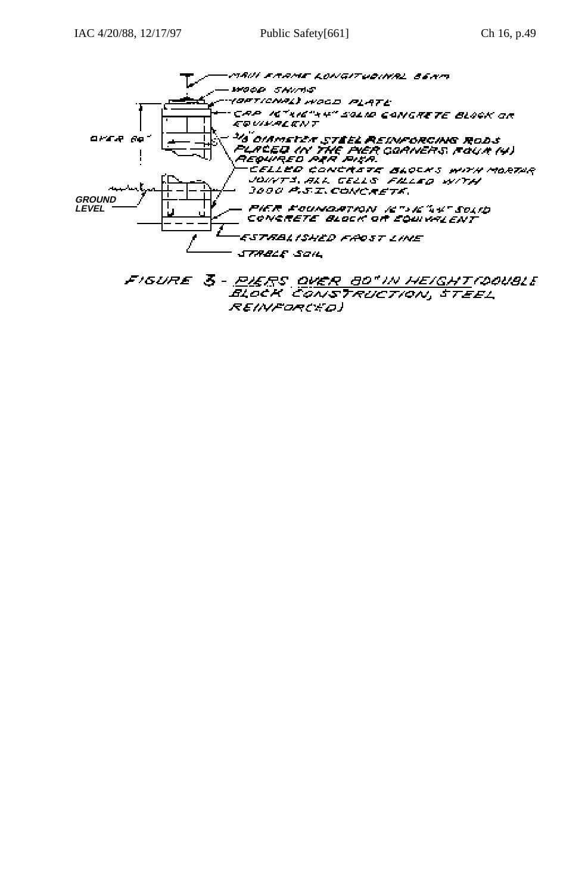MAIN FRAME LONGITUDINAL BEAM

WOOD SHIMS

(OPTIONAL) WOOD PLATE

CAP 16"×16"×4" SOLID CONCRETE BLOCK OR EQUIVALENT

OVER 80"

3/4" DIAMETER STEEL REINFORCING RODS PLACED IN THE PIER CORNERS. FOUR (4) REQUIRED PER PIER.

CELLED CONCRETE BLOCKS WITH MORTAR JOINTS. ALL CELLS FILLED WITH 3000 P.S.I. CONCRETE.

GROUND LEVEL

PIER FOUNDATION 16"×16"×4" SOLID CONCRETE BLOCK OR EQUIVALENT

ESTABLISHED FROST LINE

STABLE SOIL

FIGURE 3 - PIERS OVER 80" IN HEIGHT (DOUBLE BLOCK CONSTRUCTION, STEEL REINFORCED)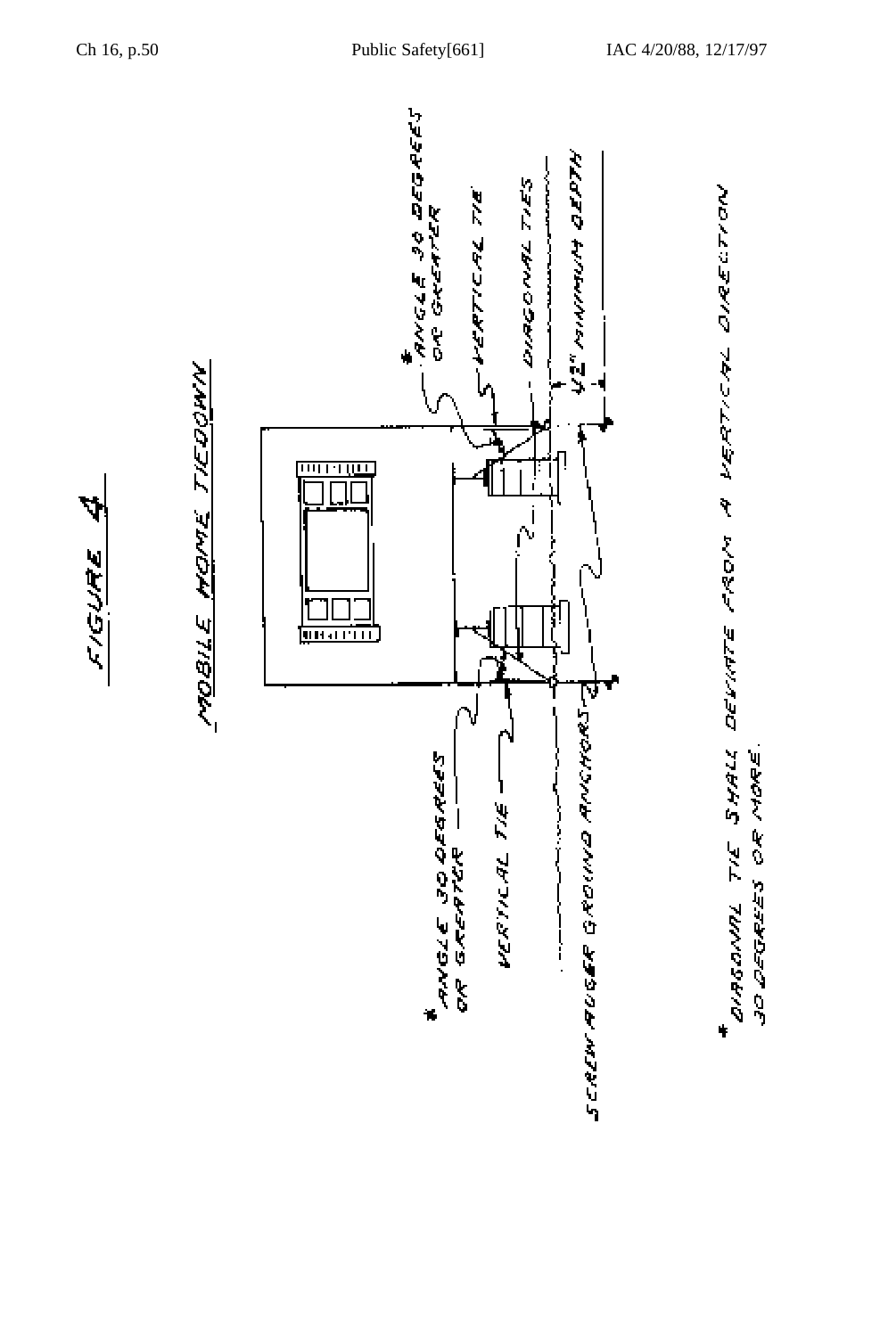# FIGURE 4

## MOBILE HOME TIEDOWN

* ANGLE 30 DEGREES OR GREATER

VERTICAL TIE

DIAGONAL TIES

42" MINIMUM DEPTH

* ANGLE 30 DEGREES OR GREATER

VERTICAL TIE

SCREW AUGER GROUND ANCHORS

* DIAGONAL TIE SHALL DEVIATE FROM A VERTICAL DIRECTION 30 DEGREES OR MORE.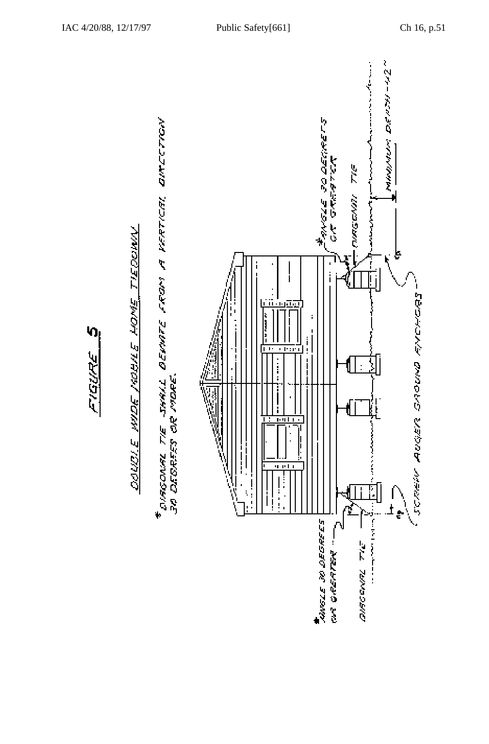# FIGURE 5

DOUBLE WIDE MOBILE HOME TIEDOWN

* DIAGONAL TIE SHALL DEVIATE FROM A VERTICAL DIRECTION 30 DEGREES OR MORE.

* ANGLE 30 DEGREES OR GREATER

DIAGONAL TIE

SCREW AUGER GROUND ANCHORS

MINIMUM DEPTH 42"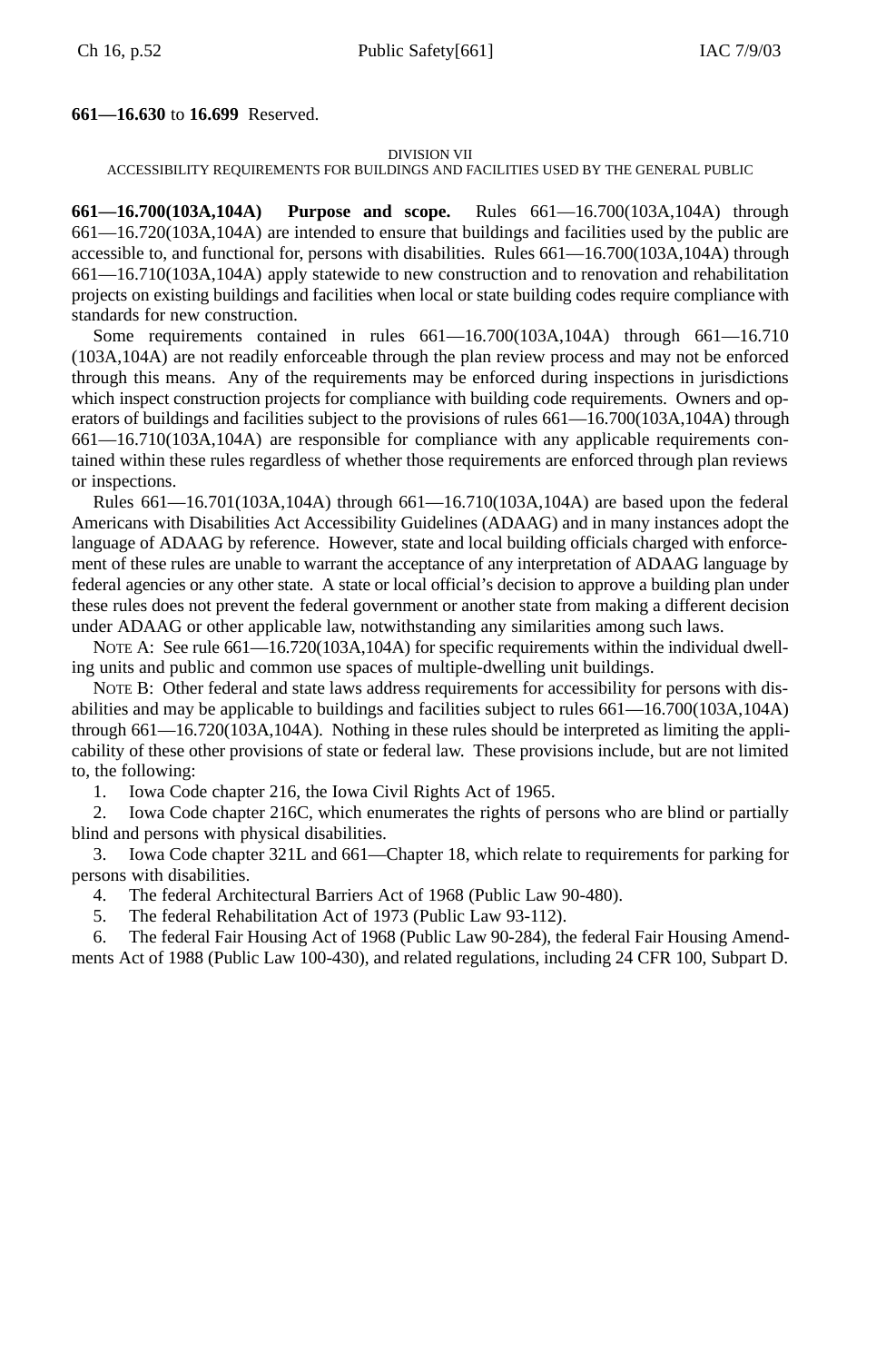**661—16.630** to **16.699** Reserved.

DIVISION VII
ACCESSIBILITY REQUIREMENTS FOR BUILDINGS AND FACILITIES USED BY THE GENERAL PUBLIC

**661—16.700(103A,104A) Purpose and scope.** Rules 661—16.700(103A,104A) through 661—16.720(103A,104A) are intended to ensure that buildings and facilities used by the public are accessible to, and functional for, persons with disabilities. Rules 661—16.700(103A,104A) through 661—16.710(103A,104A) apply statewide to new construction and to renovation and rehabilitation projects on existing buildings and facilities when local or state building codes require compliance with standards for new construction.

Some requirements contained in rules 661—16.700(103A,104A) through 661—16.710 (103A,104A) are not readily enforceable through the plan review process and may not be enforced through this means. Any of the requirements may be enforced during inspections in jurisdictions which inspect construction projects for compliance with building code requirements. Owners and operators of buildings and facilities subject to the provisions of rules 661—16.700(103A,104A) through 661—16.710(103A,104A) are responsible for compliance with any applicable requirements contained within these rules regardless of whether those requirements are enforced through plan reviews or inspections.

Rules 661—16.701(103A,104A) through 661—16.710(103A,104A) are based upon the federal Americans with Disabilities Act Accessibility Guidelines (ADAAG) and in many instances adopt the language of ADAAG by reference. However, state and local building officials charged with enforcement of these rules are unable to warrant the acceptance of any interpretation of ADAAG language by federal agencies or any other state. A state or local official's decision to approve a building plan under these rules does not prevent the federal government or another state from making a different decision under ADAAG or other applicable law, notwithstanding any similarities among such laws.

NOTE A: See rule 661—16.720(103A,104A) for specific requirements within the individual dwelling units and public and common use spaces of multiple-dwelling unit buildings.

NOTE B: Other federal and state laws address requirements for accessibility for persons with disabilities and may be applicable to buildings and facilities subject to rules 661—16.700(103A,104A) through 661—16.720(103A,104A). Nothing in these rules should be interpreted as limiting the applicability of these other provisions of state or federal law. These provisions include, but are not limited to, the following:

1. Iowa Code chapter 216, the Iowa Civil Rights Act of 1965.
2. Iowa Code chapter 216C, which enumerates the rights of persons who are blind or partially blind and persons with physical disabilities.
3. Iowa Code chapter 321L and 661—Chapter 18, which relate to requirements for parking for persons with disabilities.
4. The federal Architectural Barriers Act of 1968 (Public Law 90-480).
5. The federal Rehabilitation Act of 1973 (Public Law 93-112).
6. The federal Fair Housing Act of 1968 (Public Law 90-284), the federal Fair Housing Amendments Act of 1988 (Public Law 100-430), and related regulations, including 24 CFR 100, Subpart D.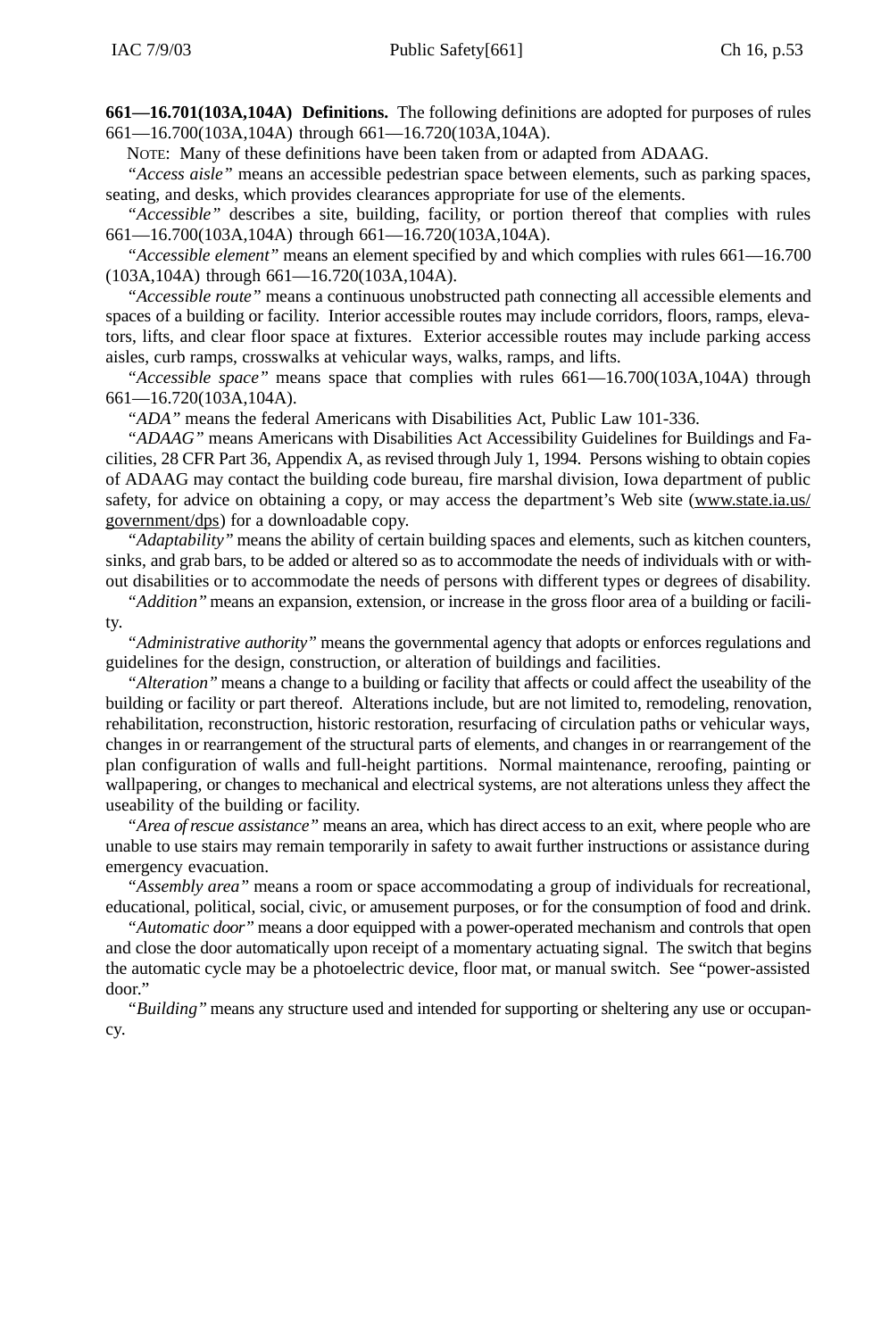**661—16.701(103A,104A) Definitions.** The following definitions are adopted for purposes of rules 661—16.700(103A,104A) through 661—16.720(103A,104A).

NOTE: Many of these definitions have been taken from or adapted from ADAAG.

*"Access aisle"* means an accessible pedestrian space between elements, such as parking spaces, seating, and desks, which provides clearances appropriate for use of the elements.

*"Accessible"* describes a site, building, facility, or portion thereof that complies with rules 661—16.700(103A,104A) through 661—16.720(103A,104A).

*"Accessible element"* means an element specified by and which complies with rules 661—16.700 (103A,104A) through 661—16.720(103A,104A).

*"Accessible route"* means a continuous unobstructed path connecting all accessible elements and spaces of a building or facility. Interior accessible routes may include corridors, floors, ramps, elevators, lifts, and clear floor space at fixtures. Exterior accessible routes may include parking access aisles, curb ramps, crosswalks at vehicular ways, walks, ramps, and lifts.

*"Accessible space"* means space that complies with rules 661—16.700(103A,104A) through 661—16.720(103A,104A).

*"ADA"* means the federal Americans with Disabilities Act, Public Law 101-336.

*"ADAAG"* means Americans with Disabilities Act Accessibility Guidelines for Buildings and Facilities, 28 CFR Part 36, Appendix A, as revised through July 1, 1994. Persons wishing to obtain copies of ADAAG may contact the building code bureau, fire marshal division, Iowa department of public safety, for advice on obtaining a copy, or may access the department's Web site (www.state.ia.us/government/dps) for a downloadable copy.

*"Adaptability"* means the ability of certain building spaces and elements, such as kitchen counters, sinks, and grab bars, to be added or altered so as to accommodate the needs of individuals with or without disabilities or to accommodate the needs of persons with different types or degrees of disability.

*"Addition"* means an expansion, extension, or increase in the gross floor area of a building or facility.

*"Administrative authority"* means the governmental agency that adopts or enforces regulations and guidelines for the design, construction, or alteration of buildings and facilities.

*"Alteration"* means a change to a building or facility that affects or could affect the useability of the building or facility or part thereof. Alterations include, but are not limited to, remodeling, renovation, rehabilitation, reconstruction, historic restoration, resurfacing of circulation paths or vehicular ways, changes in or rearrangement of the structural parts of elements, and changes in or rearrangement of the plan configuration of walls and full-height partitions. Normal maintenance, reroofing, painting or wallpapering, or changes to mechanical and electrical systems, are not alterations unless they affect the useability of the building or facility.

*"Area of rescue assistance"* means an area, which has direct access to an exit, where people who are unable to use stairs may remain temporarily in safety to await further instructions or assistance during emergency evacuation.

*"Assembly area"* means a room or space accommodating a group of individuals for recreational, educational, political, social, civic, or amusement purposes, or for the consumption of food and drink.

*"Automatic door"* means a door equipped with a power-operated mechanism and controls that open and close the door automatically upon receipt of a momentary actuating signal. The switch that begins the automatic cycle may be a photoelectric device, floor mat, or manual switch. See "power-assisted door."

*"Building"* means any structure used and intended for supporting or sheltering any use or occupancy.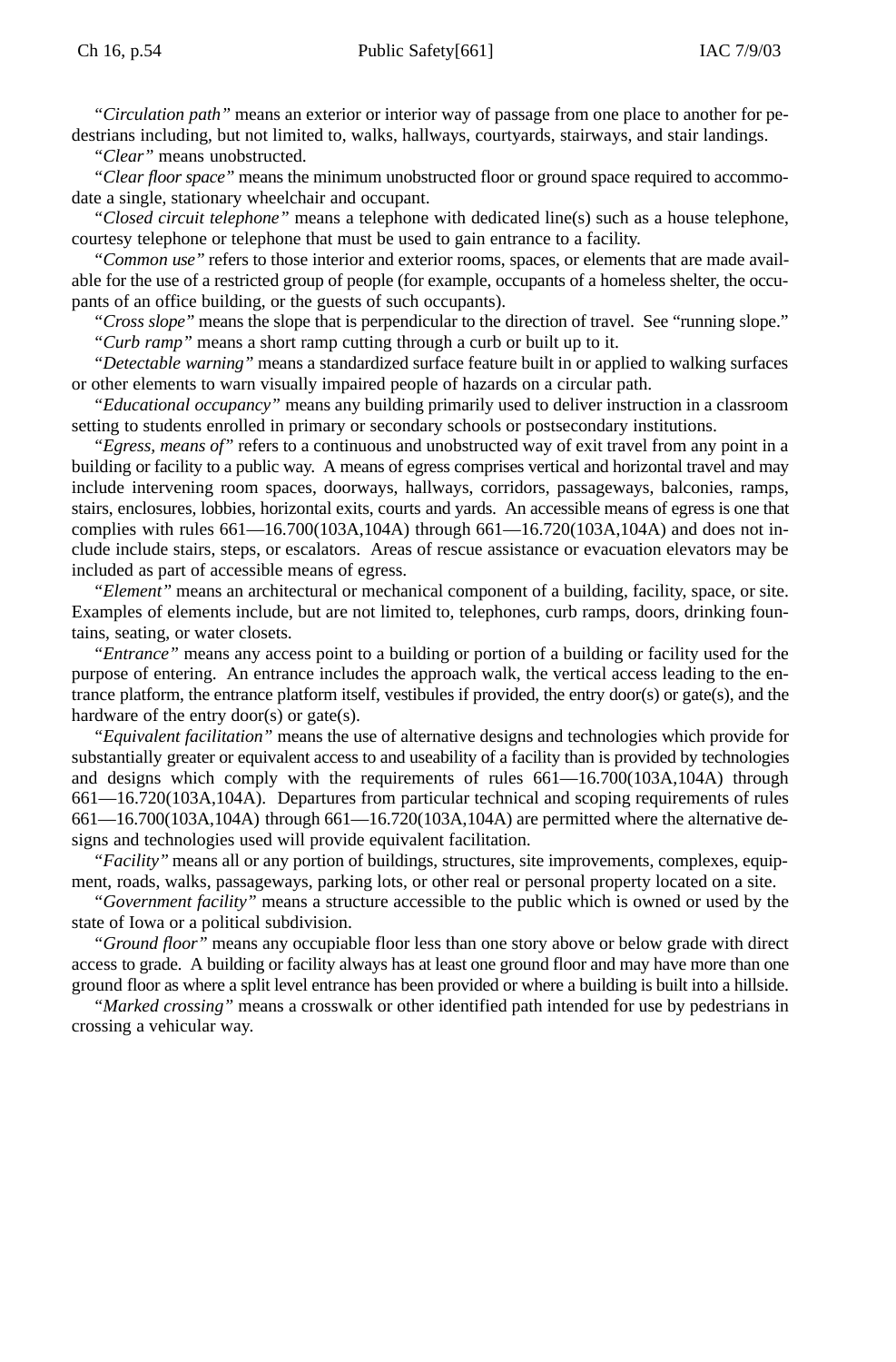"*Circulation path*" means an exterior or interior way of passage from one place to another for pedestrians including, but not limited to, walks, hallways, courtyards, stairways, and stair landings.

"*Clear*" means unobstructed.

"*Clear floor space*" means the minimum unobstructed floor or ground space required to accommodate a single, stationary wheelchair and occupant.

"*Closed circuit telephone*" means a telephone with dedicated line(s) such as a house telephone, courtesy telephone or telephone that must be used to gain entrance to a facility.

"*Common use*" refers to those interior and exterior rooms, spaces, or elements that are made available for the use of a restricted group of people (for example, occupants of a homeless shelter, the occupants of an office building, or the guests of such occupants).

"*Cross slope*" means the slope that is perpendicular to the direction of travel. See "running slope."

"*Curb ramp*" means a short ramp cutting through a curb or built up to it.

"*Detectable warning*" means a standardized surface feature built in or applied to walking surfaces or other elements to warn visually impaired people of hazards on a circular path.

"*Educational occupancy*" means any building primarily used to deliver instruction in a classroom setting to students enrolled in primary or secondary schools or postsecondary institutions.

"*Egress, means of*" refers to a continuous and unobstructed way of exit travel from any point in a building or facility to a public way. A means of egress comprises vertical and horizontal travel and may include intervening room spaces, doorways, hallways, corridors, passageways, balconies, ramps, stairs, enclosures, lobbies, horizontal exits, courts and yards. An accessible means of egress is one that complies with rules 661—16.700(103A,104A) through 661—16.720(103A,104A) and does not include include stairs, steps, or escalators. Areas of rescue assistance or evacuation elevators may be included as part of accessible means of egress.

"*Element*" means an architectural or mechanical component of a building, facility, space, or site. Examples of elements include, but are not limited to, telephones, curb ramps, doors, drinking fountains, seating, or water closets.

"*Entrance*" means any access point to a building or portion of a building or facility used for the purpose of entering. An entrance includes the approach walk, the vertical access leading to the entrance platform, the entrance platform itself, vestibules if provided, the entry door(s) or gate(s), and the hardware of the entry door(s) or gate(s).

"*Equivalent facilitation*" means the use of alternative designs and technologies which provide for substantially greater or equivalent access to and useability of a facility than is provided by technologies and designs which comply with the requirements of rules 661—16.700(103A,104A) through 661—16.720(103A,104A). Departures from particular technical and scoping requirements of rules 661—16.700(103A,104A) through 661—16.720(103A,104A) are permitted where the alternative designs and technologies used will provide equivalent facilitation.

"*Facility*" means all or any portion of buildings, structures, site improvements, complexes, equipment, roads, walks, passageways, parking lots, or other real or personal property located on a site.

"*Government facility*" means a structure accessible to the public which is owned or used by the state of Iowa or a political subdivision.

"*Ground floor*" means any occupiable floor less than one story above or below grade with direct access to grade. A building or facility always has at least one ground floor and may have more than one ground floor as where a split level entrance has been provided or where a building is built into a hillside.

"*Marked crossing*" means a crosswalk or other identified path intended for use by pedestrians in crossing a vehicular way.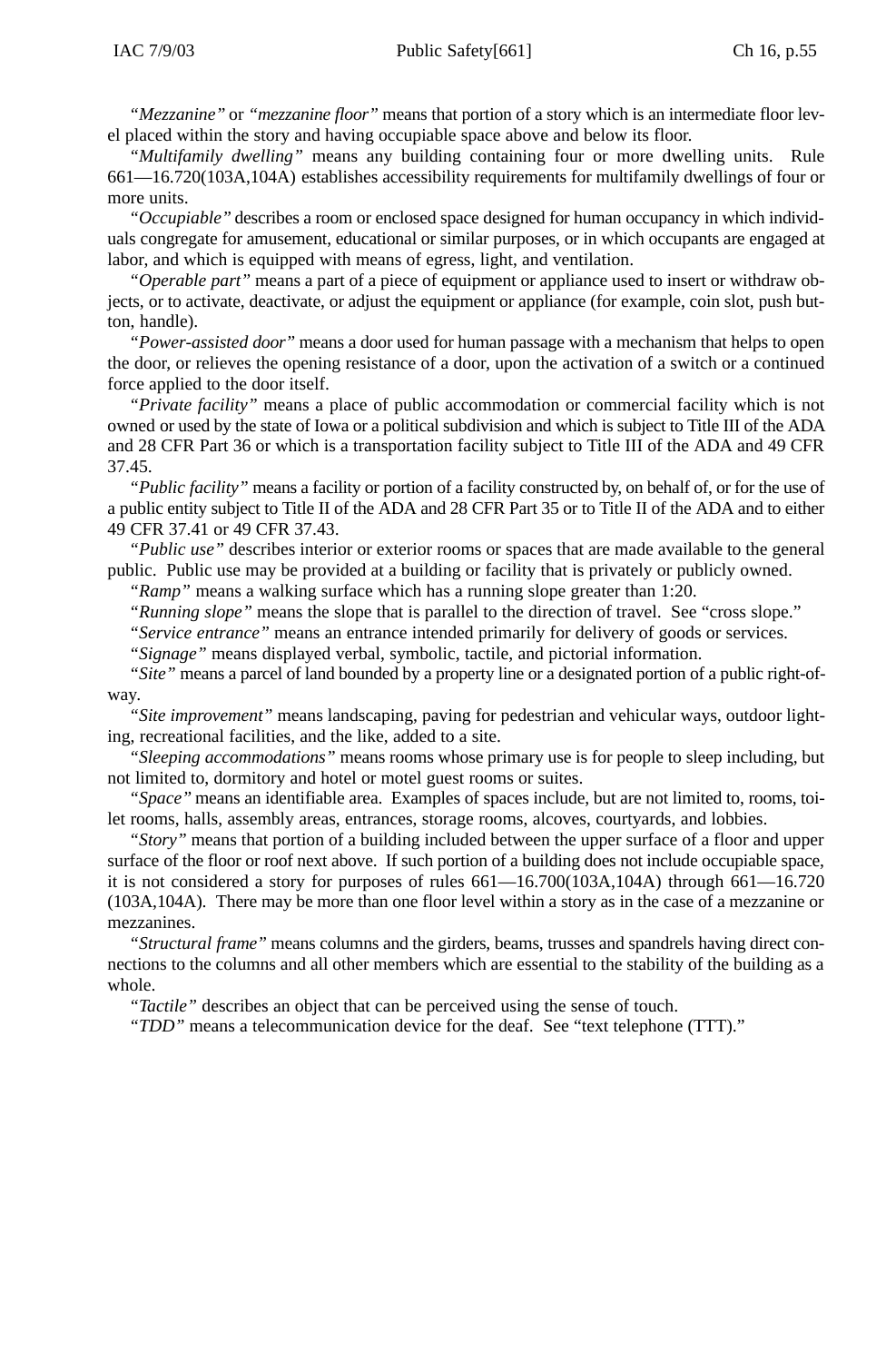"*Mezzanine*" or "*mezzanine floor*" means that portion of a story which is an intermediate floor level placed within the story and having occupiable space above and below its floor.

"*Multifamily dwelling*" means any building containing four or more dwelling units. Rule 661—16.720(103A,104A) establishes accessibility requirements for multifamily dwellings of four or more units.

"*Occupiable*" describes a room or enclosed space designed for human occupancy in which individuals congregate for amusement, educational or similar purposes, or in which occupants are engaged at labor, and which is equipped with means of egress, light, and ventilation.

"*Operable part*" means a part of a piece of equipment or appliance used to insert or withdraw objects, or to activate, deactivate, or adjust the equipment or appliance (for example, coin slot, push button, handle).

"*Power-assisted door*" means a door used for human passage with a mechanism that helps to open the door, or relieves the opening resistance of a door, upon the activation of a switch or a continued force applied to the door itself.

"*Private facility*" means a place of public accommodation or commercial facility which is not owned or used by the state of Iowa or a political subdivision and which is subject to Title III of the ADA and 28 CFR Part 36 or which is a transportation facility subject to Title III of the ADA and 49 CFR 37.45.

"*Public facility*" means a facility or portion of a facility constructed by, on behalf of, or for the use of a public entity subject to Title II of the ADA and 28 CFR Part 35 or to Title II of the ADA and to either 49 CFR 37.41 or 49 CFR 37.43.

"*Public use*" describes interior or exterior rooms or spaces that are made available to the general public. Public use may be provided at a building or facility that is privately or publicly owned.

"*Ramp*" means a walking surface which has a running slope greater than 1:20.

"*Running slope*" means the slope that is parallel to the direction of travel. See "cross slope."

"*Service entrance*" means an entrance intended primarily for delivery of goods or services.

"*Signage*" means displayed verbal, symbolic, tactile, and pictorial information.

"*Site*" means a parcel of land bounded by a property line or a designated portion of a public right-of-way.

"*Site improvement*" means landscaping, paving for pedestrian and vehicular ways, outdoor lighting, recreational facilities, and the like, added to a site.

"*Sleeping accommodations*" means rooms whose primary use is for people to sleep including, but not limited to, dormitory and hotel or motel guest rooms or suites.

"*Space*" means an identifiable area. Examples of spaces include, but are not limited to, rooms, toilet rooms, halls, assembly areas, entrances, storage rooms, alcoves, courtyards, and lobbies.

"*Story*" means that portion of a building included between the upper surface of a floor and upper surface of the floor or roof next above. If such portion of a building does not include occupiable space, it is not considered a story for purposes of rules 661—16.700(103A,104A) through 661—16.720 (103A,104A). There may be more than one floor level within a story as in the case of a mezzanine or mezzanines.

"*Structural frame*" means columns and the girders, beams, trusses and spandrels having direct connections to the columns and all other members which are essential to the stability of the building as a whole.

"*Tactile*" describes an object that can be perceived using the sense of touch.

"*TDD*" means a telecommunication device for the deaf. See "text telephone (TTT)."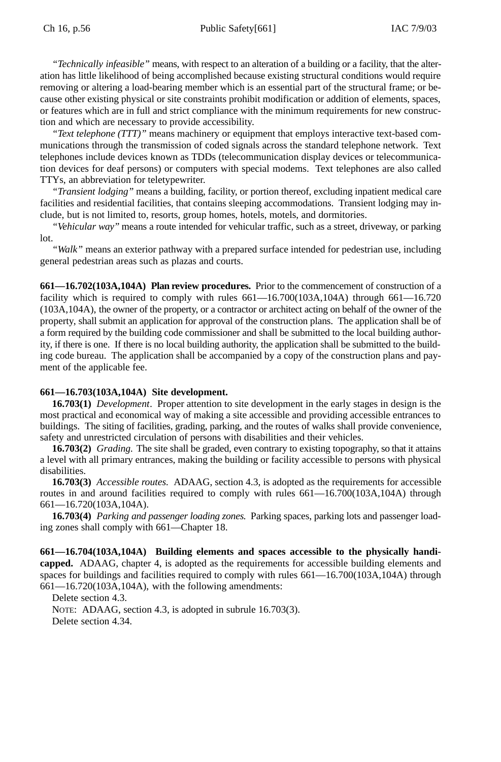*"Technically infeasible"* means, with respect to an alteration of a building or a facility, that the alteration has little likelihood of being accomplished because existing structural conditions would require removing or altering a load-bearing member which is an essential part of the structural frame; or because other existing physical or site constraints prohibit modification or addition of elements, spaces, or features which are in full and strict compliance with the minimum requirements for new construction and which are necessary to provide accessibility.

*"Text telephone (TTT)"* means machinery or equipment that employs interactive text-based communications through the transmission of coded signals across the standard telephone network. Text telephones include devices known as TDDs (telecommunication display devices or telecommunication devices for deaf persons) or computers with special modems. Text telephones are also called TTYs, an abbreviation for teletypewriter.

*"Transient lodging"* means a building, facility, or portion thereof, excluding inpatient medical care facilities and residential facilities, that contains sleeping accommodations. Transient lodging may include, but is not limited to, resorts, group homes, hotels, motels, and dormitories.

*"Vehicular way"* means a route intended for vehicular traffic, such as a street, driveway, or parking lot.

*"Walk"* means an exterior pathway with a prepared surface intended for pedestrian use, including general pedestrian areas such as plazas and courts.

**661—16.702(103A,104A) Plan review procedures.** Prior to the commencement of construction of a facility which is required to comply with rules 661—16.700(103A,104A) through 661—16.720 (103A,104A), the owner of the property, or a contractor or architect acting on behalf of the owner of the property, shall submit an application for approval of the construction plans. The application shall be of a form required by the building code commissioner and shall be submitted to the local building authority, if there is one. If there is no local building authority, the application shall be submitted to the building code bureau. The application shall be accompanied by a copy of the construction plans and payment of the applicable fee.

**661—16.703(103A,104A) Site development.**

**16.703(1)** *Development*. Proper attention to site development in the early stages in design is the most practical and economical way of making a site accessible and providing accessible entrances to buildings. The siting of facilities, grading, parking, and the routes of walks shall provide convenience, safety and unrestricted circulation of persons with disabilities and their vehicles.

**16.703(2)** *Grading.* The site shall be graded, even contrary to existing topography, so that it attains a level with all primary entrances, making the building or facility accessible to persons with physical disabilities.

**16.703(3)** *Accessible routes.* ADAAG, section 4.3, is adopted as the requirements for accessible routes in and around facilities required to comply with rules 661—16.700(103A,104A) through 661—16.720(103A,104A).

**16.703(4)** *Parking and passenger loading zones.* Parking spaces, parking lots and passenger loading zones shall comply with 661—Chapter 18.

**661—16.704(103A,104A) Building elements and spaces accessible to the physically handicapped.** ADAAG, chapter 4, is adopted as the requirements for accessible building elements and spaces for buildings and facilities required to comply with rules 661—16.700(103A,104A) through 661—16.720(103A,104A), with the following amendments:

Delete section 4.3.

NOTE: ADAAG, section 4.3, is adopted in subrule 16.703(3).

Delete section 4.34.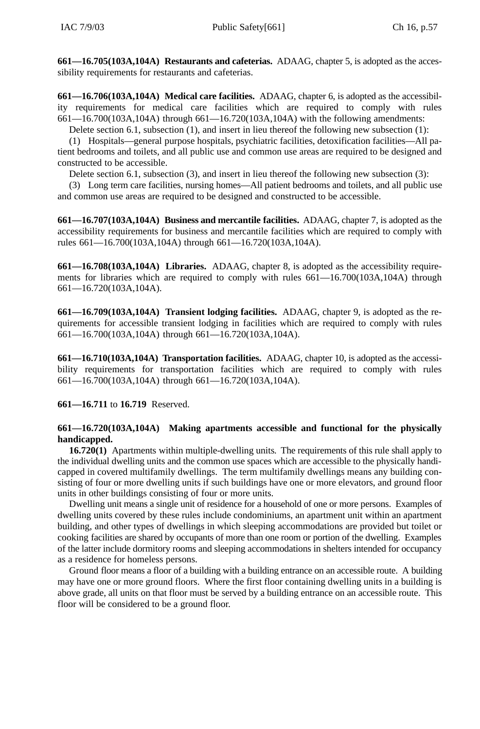**661—16.705(103A,104A) Restaurants and cafeterias.** ADAAG, chapter 5, is adopted as the accessibility requirements for restaurants and cafeterias.

**661—16.706(103A,104A) Medical care facilities.** ADAAG, chapter 6, is adopted as the accessibility requirements for medical care facilities which are required to comply with rules 661—16.700(103A,104A) through 661—16.720(103A,104A) with the following amendments:

Delete section 6.1, subsection (1), and insert in lieu thereof the following new subsection (1):

(1) Hospitals—general purpose hospitals, psychiatric facilities, detoxification facilities—All patient bedrooms and toilets, and all public use and common use areas are required to be designed and constructed to be accessible.

Delete section 6.1, subsection (3), and insert in lieu thereof the following new subsection (3):

(3) Long term care facilities, nursing homes—All patient bedrooms and toilets, and all public use and common use areas are required to be designed and constructed to be accessible.

**661—16.707(103A,104A) Business and mercantile facilities.** ADAAG, chapter 7, is adopted as the accessibility requirements for business and mercantile facilities which are required to comply with rules 661—16.700(103A,104A) through 661—16.720(103A,104A).

**661—16.708(103A,104A) Libraries.** ADAAG, chapter 8, is adopted as the accessibility requirements for libraries which are required to comply with rules 661—16.700(103A,104A) through 661—16.720(103A,104A).

**661—16.709(103A,104A) Transient lodging facilities.** ADAAG, chapter 9, is adopted as the requirements for accessible transient lodging in facilities which are required to comply with rules 661—16.700(103A,104A) through 661—16.720(103A,104A).

**661—16.710(103A,104A) Transportation facilities.** ADAAG, chapter 10, is adopted as the accessibility requirements for transportation facilities which are required to comply with rules 661—16.700(103A,104A) through 661—16.720(103A,104A).

**661—16.711** to **16.719** Reserved.

**661—16.720(103A,104A) Making apartments accessible and functional for the physically handicapped.**

**16.720(1)** Apartments within multiple-dwelling units. The requirements of this rule shall apply to the individual dwelling units and the common use spaces which are accessible to the physically handicapped in covered multifamily dwellings. The term multifamily dwellings means any building consisting of four or more dwelling units if such buildings have one or more elevators, and ground floor units in other buildings consisting of four or more units.

Dwelling unit means a single unit of residence for a household of one or more persons. Examples of dwelling units covered by these rules include condominiums, an apartment unit within an apartment building, and other types of dwellings in which sleeping accommodations are provided but toilet or cooking facilities are shared by occupants of more than one room or portion of the dwelling. Examples of the latter include dormitory rooms and sleeping accommodations in shelters intended for occupancy as a residence for homeless persons.

Ground floor means a floor of a building with a building entrance on an accessible route. A building may have one or more ground floors. Where the first floor containing dwelling units in a building is above grade, all units on that floor must be served by a building entrance on an accessible route. This floor will be considered to be a ground floor.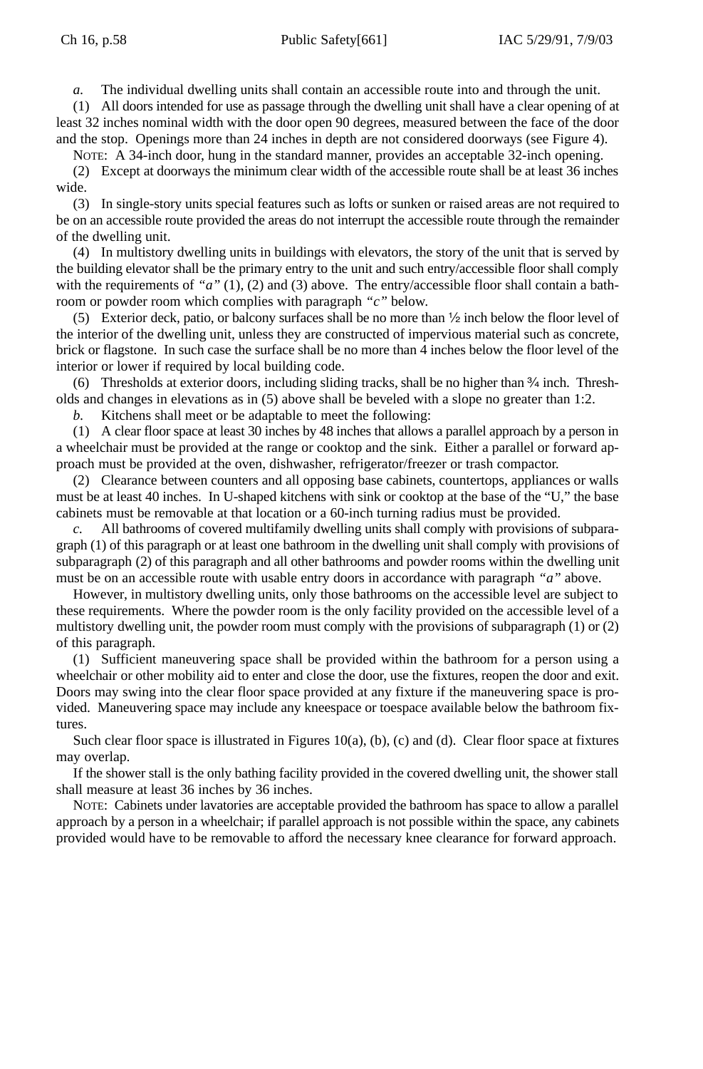*a.* The individual dwelling units shall contain an accessible route into and through the unit.

(1) All doors intended for use as passage through the dwelling unit shall have a clear opening of at least 32 inches nominal width with the door open 90 degrees, measured between the face of the door and the stop. Openings more than 24 inches in depth are not considered doorways (see Figure 4).

NOTE: A 34-inch door, hung in the standard manner, provides an acceptable 32-inch opening.

(2) Except at doorways the minimum clear width of the accessible route shall be at least 36 inches wide.

(3) In single-story units special features such as lofts or sunken or raised areas are not required to be on an accessible route provided the areas do not interrupt the accessible route through the remainder of the dwelling unit.

(4) In multistory dwelling units in buildings with elevators, the story of the unit that is served by the building elevator shall be the primary entry to the unit and such entry/accessible floor shall comply with the requirements of *"a"* (1), (2) and (3) above. The entry/accessible floor shall contain a bathroom or powder room which complies with paragraph *"c"* below.

(5) Exterior deck, patio, or balcony surfaces shall be no more than ½ inch below the floor level of the interior of the dwelling unit, unless they are constructed of impervious material such as concrete, brick or flagstone. In such case the surface shall be no more than 4 inches below the floor level of the interior or lower if required by local building code.

(6) Thresholds at exterior doors, including sliding tracks, shall be no higher than ¾ inch. Thresholds and changes in elevations as in (5) above shall be beveled with a slope no greater than 1:2.

*b.* Kitchens shall meet or be adaptable to meet the following:

(1) A clear floor space at least 30 inches by 48 inches that allows a parallel approach by a person in a wheelchair must be provided at the range or cooktop and the sink. Either a parallel or forward approach must be provided at the oven, dishwasher, refrigerator/freezer or trash compactor.

(2) Clearance between counters and all opposing base cabinets, countertops, appliances or walls must be at least 40 inches. In U-shaped kitchens with sink or cooktop at the base of the "U," the base cabinets must be removable at that location or a 60-inch turning radius must be provided.

*c.* All bathrooms of covered multifamily dwelling units shall comply with provisions of subparagraph (1) of this paragraph or at least one bathroom in the dwelling unit shall comply with provisions of subparagraph (2) of this paragraph and all other bathrooms and powder rooms within the dwelling unit must be on an accessible route with usable entry doors in accordance with paragraph *"a"* above.

However, in multistory dwelling units, only those bathrooms on the accessible level are subject to these requirements. Where the powder room is the only facility provided on the accessible level of a multistory dwelling unit, the powder room must comply with the provisions of subparagraph (1) or (2) of this paragraph.

(1) Sufficient maneuvering space shall be provided within the bathroom for a person using a wheelchair or other mobility aid to enter and close the door, use the fixtures, reopen the door and exit. Doors may swing into the clear floor space provided at any fixture if the maneuvering space is provided. Maneuvering space may include any kneespace or toespace available below the bathroom fixtures.

Such clear floor space is illustrated in Figures 10(a), (b), (c) and (d). Clear floor space at fixtures may overlap.

If the shower stall is the only bathing facility provided in the covered dwelling unit, the shower stall shall measure at least 36 inches by 36 inches.

NOTE: Cabinets under lavatories are acceptable provided the bathroom has space to allow a parallel approach by a person in a wheelchair; if parallel approach is not possible within the space, any cabinets provided would have to be removable to afford the necessary knee clearance for forward approach.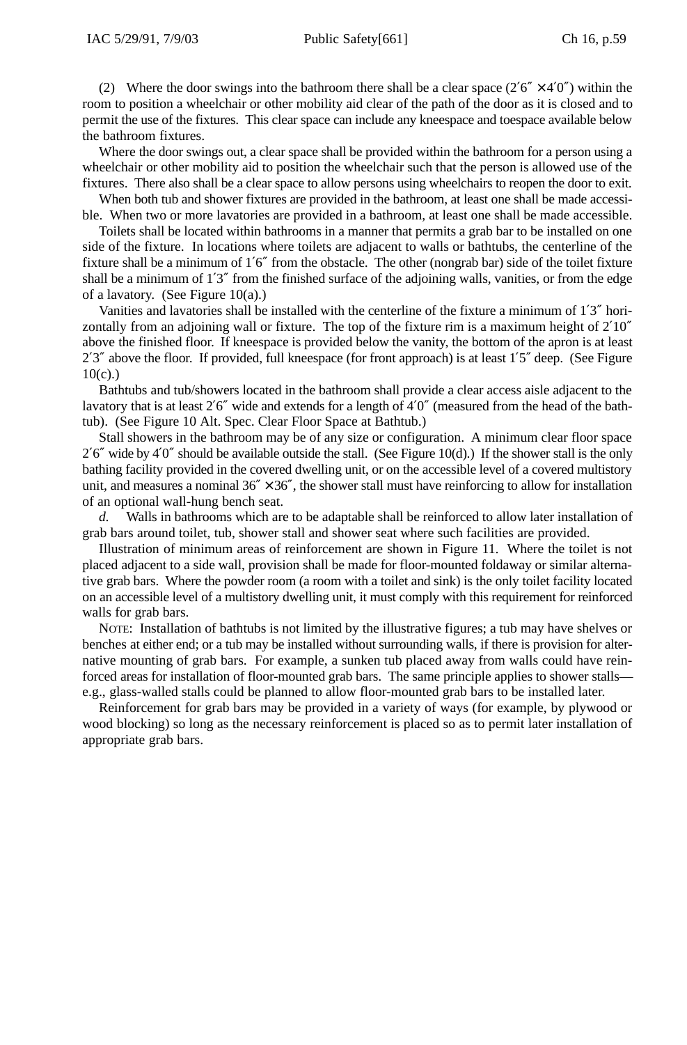(2) Where the door swings into the bathroom there shall be a clear space (2′6″ × 4′0″) within the room to position a wheelchair or other mobility aid clear of the path of the door as it is closed and to permit the use of the fixtures. This clear space can include any kneespace and toespace available below the bathroom fixtures.

Where the door swings out, a clear space shall be provided within the bathroom for a person using a wheelchair or other mobility aid to position the wheelchair such that the person is allowed use of the fixtures. There also shall be a clear space to allow persons using wheelchairs to reopen the door to exit.

When both tub and shower fixtures are provided in the bathroom, at least one shall be made accessible. When two or more lavatories are provided in a bathroom, at least one shall be made accessible.

Toilets shall be located within bathrooms in a manner that permits a grab bar to be installed on one side of the fixture. In locations where toilets are adjacent to walls or bathtubs, the centerline of the fixture shall be a minimum of 1′6″ from the obstacle. The other (nongrab bar) side of the toilet fixture shall be a minimum of 1′3″ from the finished surface of the adjoining walls, vanities, or from the edge of a lavatory. (See Figure 10(a).)

Vanities and lavatories shall be installed with the centerline of the fixture a minimum of 1′3″ horizontally from an adjoining wall or fixture. The top of the fixture rim is a maximum height of 2′10″ above the finished floor. If kneespace is provided below the vanity, the bottom of the apron is at least 2′3″ above the floor. If provided, full kneespace (for front approach) is at least 1′5″ deep. (See Figure 10(c).)

Bathtubs and tub/showers located in the bathroom shall provide a clear access aisle adjacent to the lavatory that is at least 2′6″ wide and extends for a length of 4′0″ (measured from the head of the bathtub). (See Figure 10 Alt. Spec. Clear Floor Space at Bathtub.)

Stall showers in the bathroom may be of any size or configuration. A minimum clear floor space 2′6″ wide by 4′0″ should be available outside the stall. (See Figure 10(d).) If the shower stall is the only bathing facility provided in the covered dwelling unit, or on the accessible level of a covered multistory unit, and measures a nominal 36″ × 36″, the shower stall must have reinforcing to allow for installation of an optional wall-hung bench seat.

*d.* Walls in bathrooms which are to be adaptable shall be reinforced to allow later installation of grab bars around toilet, tub, shower stall and shower seat where such facilities are provided.

Illustration of minimum areas of reinforcement are shown in Figure 11. Where the toilet is not placed adjacent to a side wall, provision shall be made for floor-mounted foldaway or similar alternative grab bars. Where the powder room (a room with a toilet and sink) is the only toilet facility located on an accessible level of a multistory dwelling unit, it must comply with this requirement for reinforced walls for grab bars.

NOTE: Installation of bathtubs is not limited by the illustrative figures; a tub may have shelves or benches at either end; or a tub may be installed without surrounding walls, if there is provision for alternative mounting of grab bars. For example, a sunken tub placed away from walls could have reinforced areas for installation of floor-mounted grab bars. The same principle applies to shower stalls—e.g., glass-walled stalls could be planned to allow floor-mounted grab bars to be installed later.

Reinforcement for grab bars may be provided in a variety of ways (for example, by plywood or wood blocking) so long as the necessary reinforcement is placed so as to permit later installation of appropriate grab bars.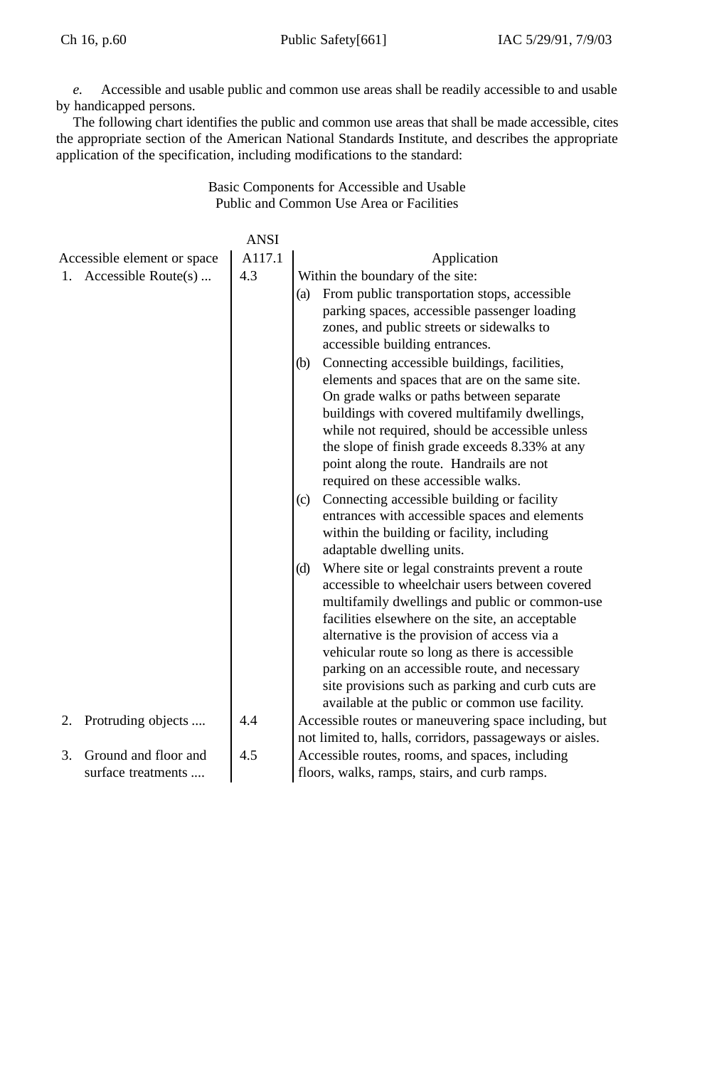*e.* Accessible and usable public and common use areas shall be readily accessible to and usable by handicapped persons.

The following chart identifies the public and common use areas that shall be made accessible, cites the appropriate section of the American National Standards Institute, and describes the appropriate application of the specification, including modifications to the standard:

Basic Components for Accessible and Usable
Public and Common Use Area or Facilities

| Accessible element or space | ANSI A117.1 | Application |
|---|---|---|
| 1. Accessible Route(s) ... | 4.3 | Within the boundary of the site:<br>(a) From public transportation stops, accessible parking spaces, accessible passenger loading zones, and public streets or sidewalks to accessible building entrances.<br>(b) Connecting accessible buildings, facilities, elements and spaces that are on the same site. On grade walks or paths between separate buildings with covered multifamily dwellings, while not required, should be accessible unless the slope of finish grade exceeds 8.33% at any point along the route. Handrails are not required on these accessible walks.<br>(c) Connecting accessible building or facility entrances with accessible spaces and elements within the building or facility, including adaptable dwelling units.<br>(d) Where site or legal constraints prevent a route accessible to wheelchair users between covered multifamily dwellings and public or common-use facilities elsewhere on the site, an acceptable alternative is the provision of access via a vehicular route so long as there is accessible parking on an accessible route, and necessary site provisions such as parking and curb cuts are available at the public or common use facility. |
| 2. Protruding objects .... | 4.4 | Accessible routes or maneuvering space including, but not limited to, halls, corridors, passageways or aisles. |
| 3. Ground and floor and surface treatments .... | 4.5 | Accessible routes, rooms, and spaces, including floors, walks, ramps, stairs, and curb ramps. |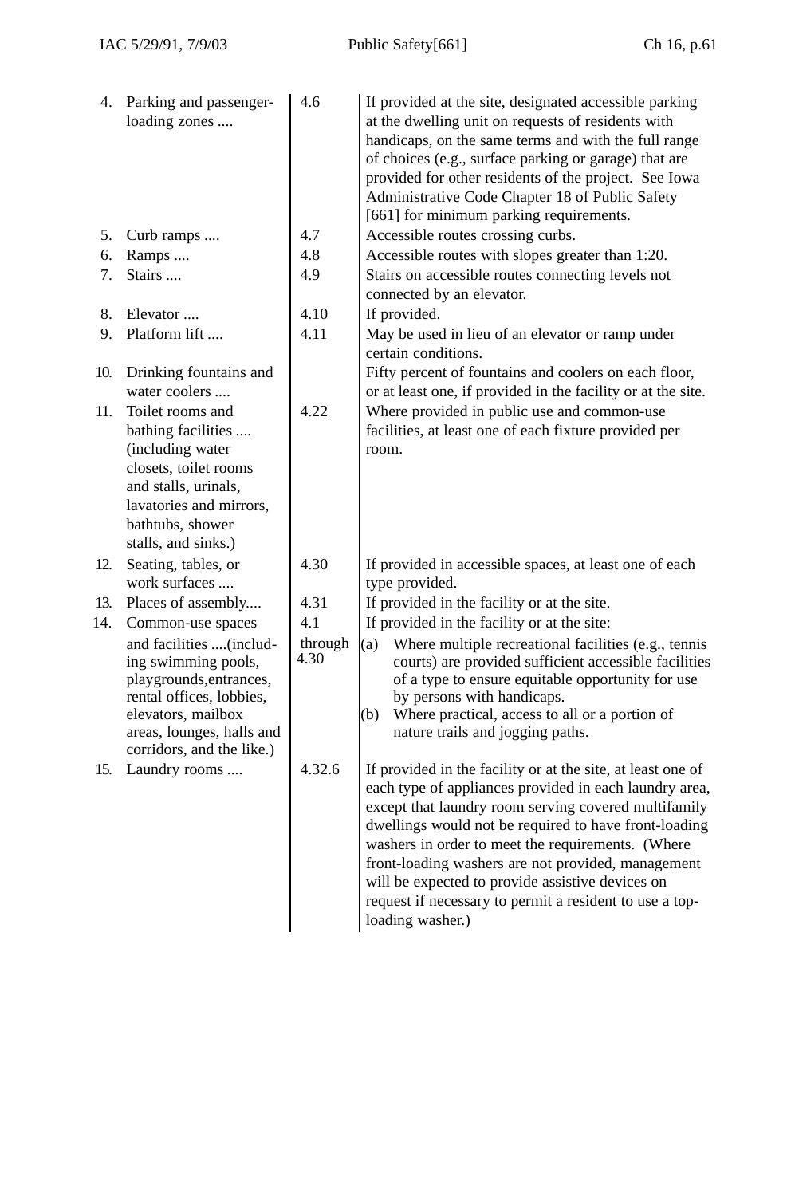| | | | |
|---|---|---|---|
| 4. | Parking and passenger-loading zones .... | 4.6 | If provided at the site, designated accessible parking at the dwelling unit on requests of residents with handicaps, on the same terms and with the full range of choices (e.g., surface parking or garage) that are provided for other residents of the project. See Iowa Administrative Code Chapter 18 of Public Safety [661] for minimum parking requirements. |
| 5. | Curb ramps .... | 4.7 | Accessible routes crossing curbs. |
| 6. | Ramps .... | 4.8 | Accessible routes with slopes greater than 1:20. |
| 7. | Stairs .... | 4.9 | Stairs on accessible routes connecting levels not connected by an elevator. |
| 8. | Elevator .... | 4.10 | If provided. |
| 9. | Platform lift .... | 4.11 | May be used in lieu of an elevator or ramp under certain conditions. |
| 10. | Drinking fountains and water coolers .... | | Fifty percent of fountains and coolers on each floor, or at least one, if provided in the facility or at the site. |
| 11. | Toilet rooms and bathing facilities .... (including water closets, toilet rooms and stalls, urinals, lavatories and mirrors, bathtubs, shower stalls, and sinks.) | 4.22 | Where provided in public use and common-use facilities, at least one of each fixture provided per room. |
| 12. | Seating, tables, or work surfaces .... | 4.30 | If provided in accessible spaces, at least one of each type provided. |
| 13. | Places of assembly.... | 4.31 | If provided in the facility or at the site. |
| 14. | Common-use spaces and facilities ....(including swimming pools, playgrounds, entrances, rental offices, lobbies, elevators, mailbox areas, lounges, halls and corridors, and the like.) | 4.1 through 4.30 | If provided in the facility or at the site: (a) Where multiple recreational facilities (e.g., tennis courts) are provided sufficient accessible facilities of a type to ensure equitable opportunity for use by persons with handicaps. (b) Where practical, access to all or a portion of nature trails and jogging paths. |
| 15. | Laundry rooms .... | 4.32.6 | If provided in the facility or at the site, at least one of each type of appliances provided in each laundry area, except that laundry room serving covered multifamily dwellings would not be required to have front-loading washers in order to meet the requirements. (Where front-loading washers are not provided, management will be expected to provide assistive devices on request if necessary to permit a resident to use a top-loading washer.) |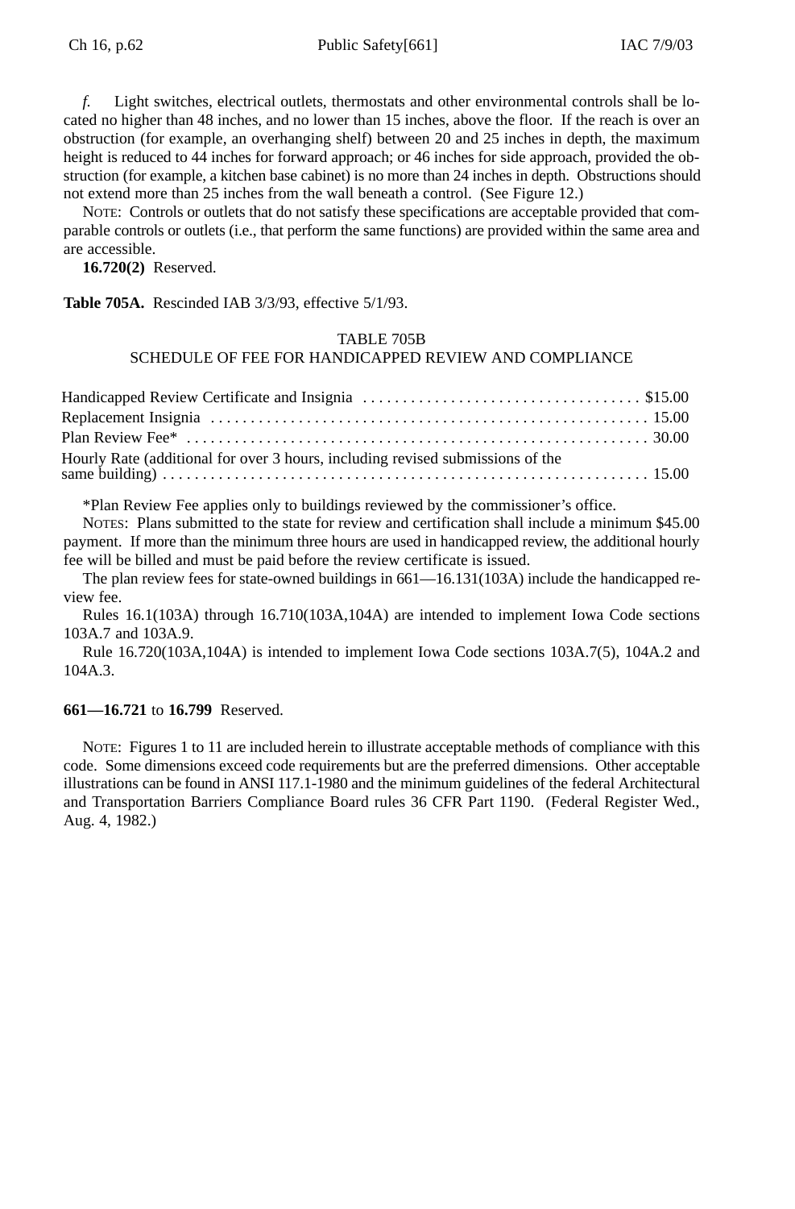*f.* Light switches, electrical outlets, thermostats and other environmental controls shall be located no higher than 48 inches, and no lower than 15 inches, above the floor. If the reach is over an obstruction (for example, an overhanging shelf) between 20 and 25 inches in depth, the maximum height is reduced to 44 inches for forward approach; or 46 inches for side approach, provided the obstruction (for example, a kitchen base cabinet) is no more than 24 inches in depth. Obstructions should not extend more than 25 inches from the wall beneath a control. (See Figure 12.)

NOTE: Controls or outlets that do not satisfy these specifications are acceptable provided that comparable controls or outlets (i.e., that perform the same functions) are provided within the same area and are accessible.

**16.720(2)** Reserved.

**Table 705A.** Rescinded IAB 3/3/93, effective 5/1/93.

TABLE 705B
SCHEDULE OF FEE FOR HANDICAPPED REVIEW AND COMPLIANCE

| Item | Fee |
|---|---|
| Handicapped Review Certificate and Insignia | $15.00 |
| Replacement Insignia | 15.00 |
| Plan Review Fee* | 30.00 |
| Hourly Rate (additional for over 3 hours, including revised submissions of the same building) | 15.00 |

*Plan Review Fee applies only to buildings reviewed by the commissioner's office.

NOTES: Plans submitted to the state for review and certification shall include a minimum $45.00 payment. If more than the minimum three hours are used in handicapped review, the additional hourly fee will be billed and must be paid before the review certificate is issued.

The plan review fees for state-owned buildings in 661—16.131(103A) include the handicapped review fee.

Rules 16.1(103A) through 16.710(103A,104A) are intended to implement Iowa Code sections 103A.7 and 103A.9.

Rule 16.720(103A,104A) is intended to implement Iowa Code sections 103A.7(5), 104A.2 and 104A.3.

**661—16.721** to **16.799** Reserved.

NOTE: Figures 1 to 11 are included herein to illustrate acceptable methods of compliance with this code. Some dimensions exceed code requirements but are the preferred dimensions. Other acceptable illustrations can be found in ANSI 117.1-1980 and the minimum guidelines of the federal Architectural and Transportation Barriers Compliance Board rules 36 CFR Part 1190. (Federal Register Wed., Aug. 4, 1982.)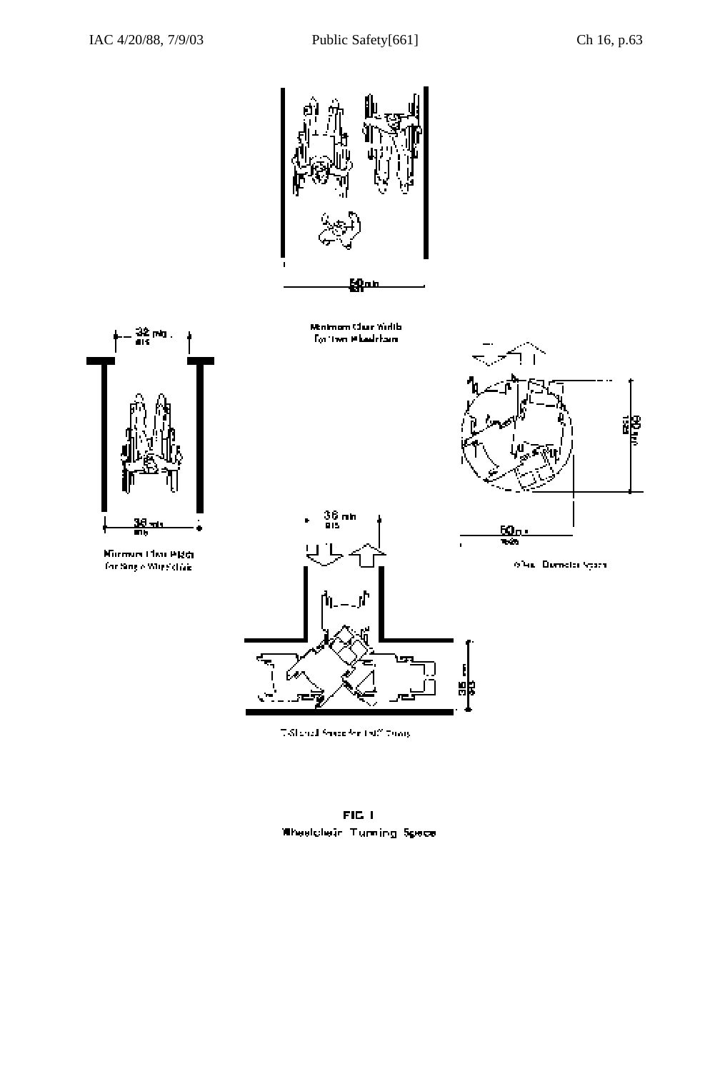60 min
1525

Minimum Clear Width for Two Wheelchairs

32 min
815

36 min
915

Minimum Clear Width for Single Wheelchair

60 min
1525

60 min
1525

60-in Diameter Space

36 min
915

36 min
915

T-Shaped Space for 180° Turns

FIG. 1
Wheelchair Turning Space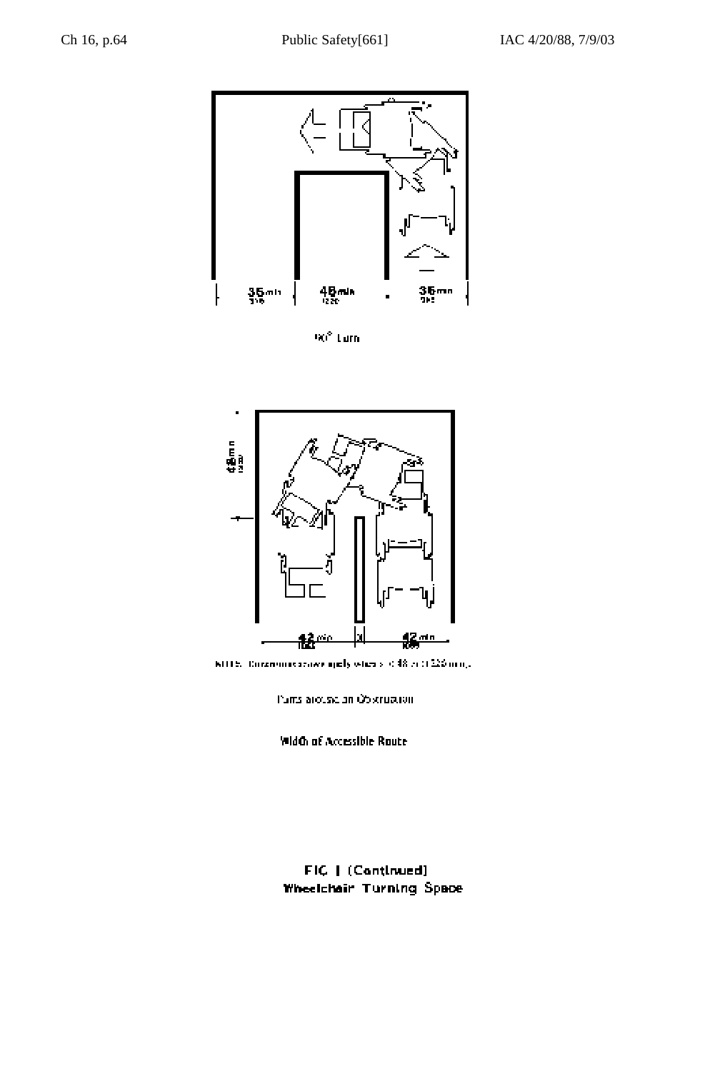36 min 915 | 48 min 1220 | 36 min 915

90° Turn

48 min 1220

42 min 1065 | x | 42 min 1065

NOTE: Dimensions shown apply when x < 48 in (1220 mm).

Turns around an Obstruction

Width of Accessible Route

**FIG. 1 (Continued)**
**Wheelchair Turning Space**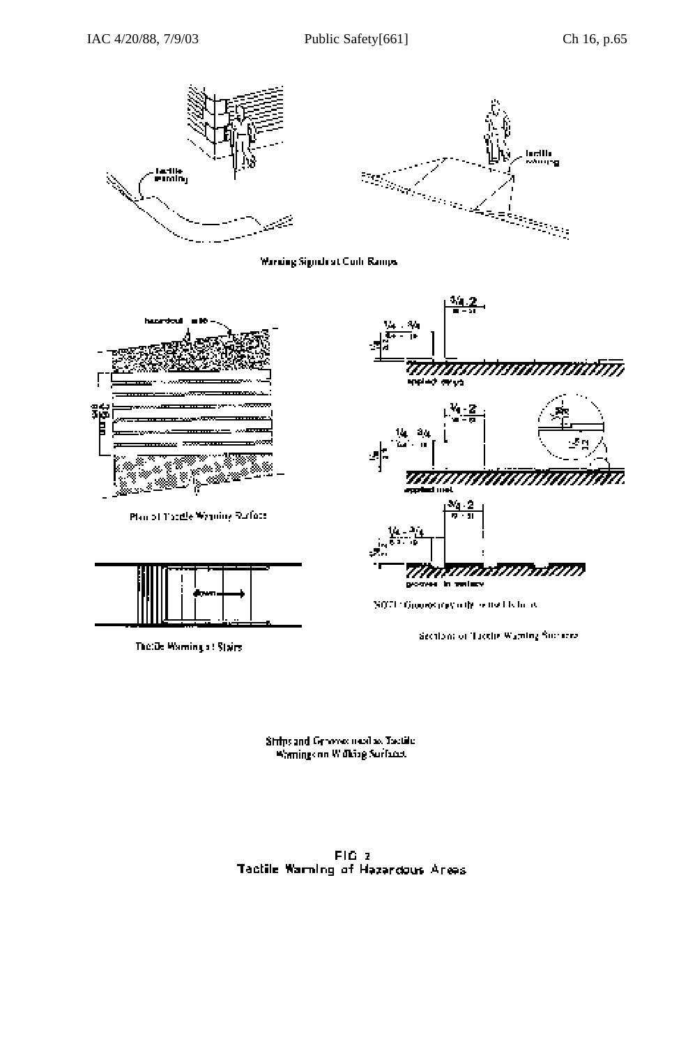Warning Signals at Curb Ramps

Plan of Tactile Warning Surface

Tactile Warnings at Stairs

NOTE: Grooves may only be used indoors.

Sections of Tactile Warning Surfaces

Strips and Grooves used as Tactile Warnings on Walking Surfaces

FIG 2
Tactile Warning of Hazardous Areas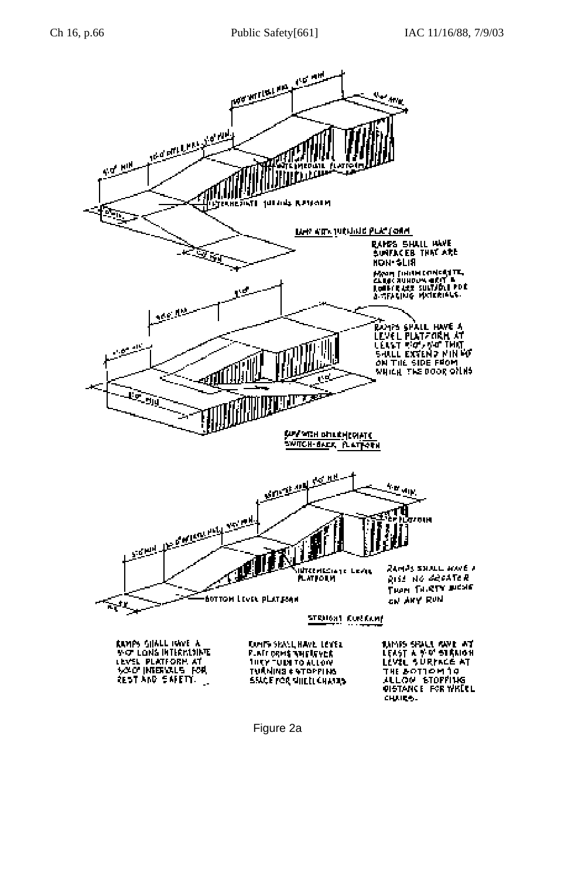Figure 2a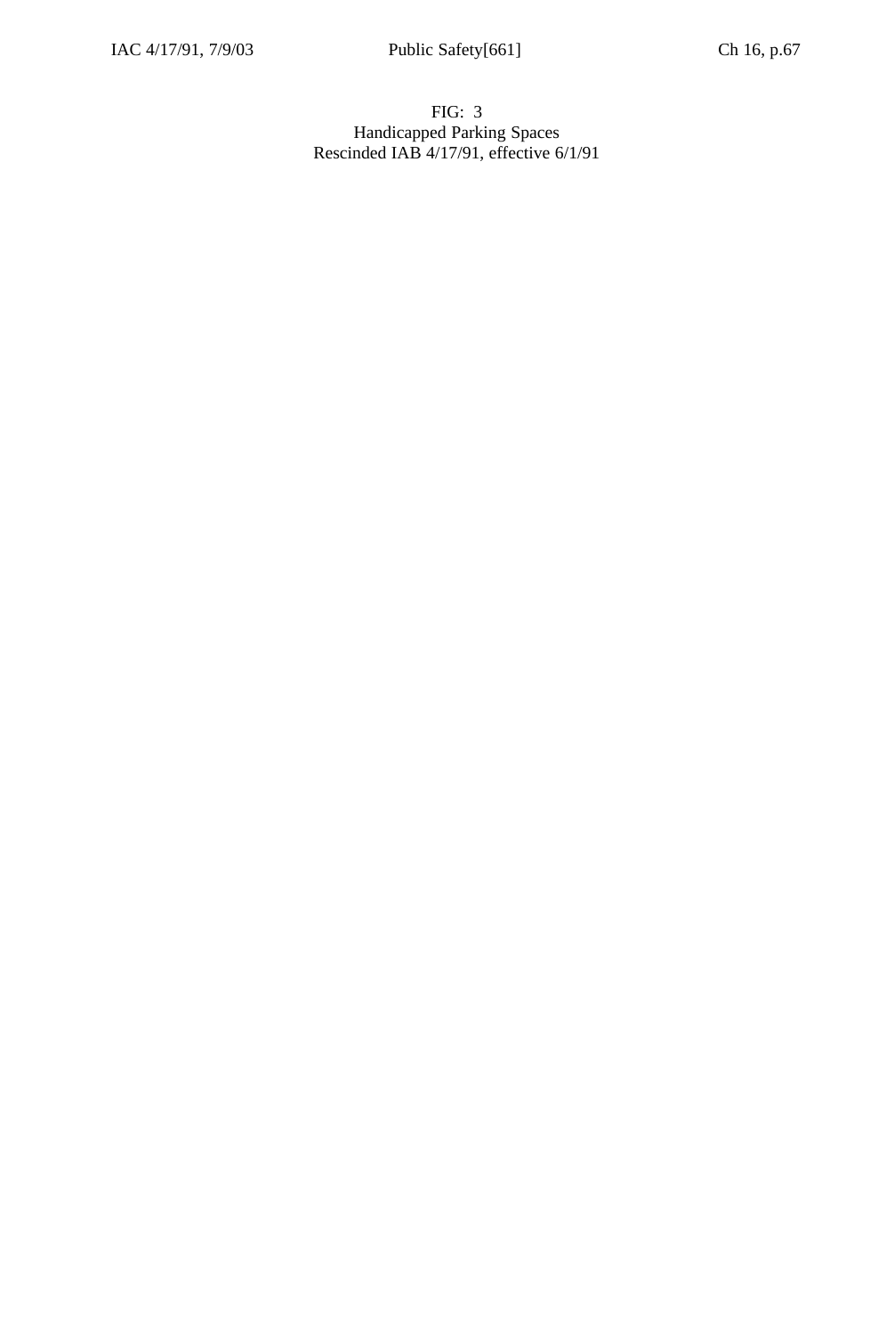FIG: 3
Handicapped Parking Spaces
Rescinded IAB 4/17/91, effective 6/1/91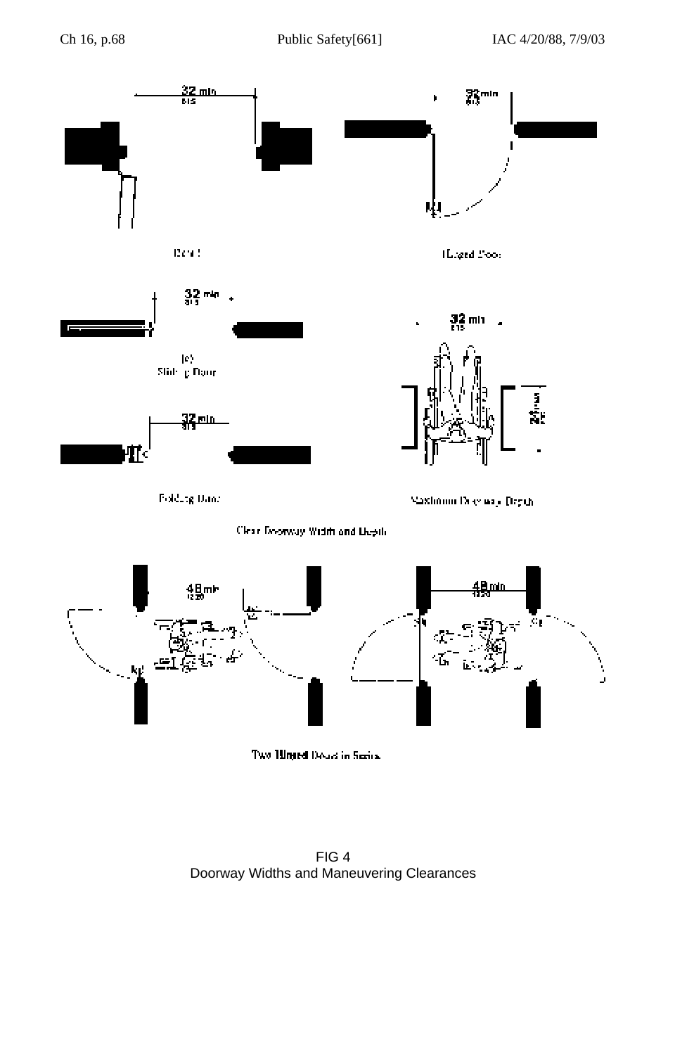32 min
815

(a)
Door

32 min
815

(b)
Hinged Door

32 min
815

(c)
Sliding Door

32 min
815

Folding Door

32 min
815

24 max
610

Maximum Doorway Depth

Clear Doorway Width and Depth

48 min
1220

48 min
1220

Two Hinged Doors in Series

FIG 4
Doorway Widths and Maneuvering Clearances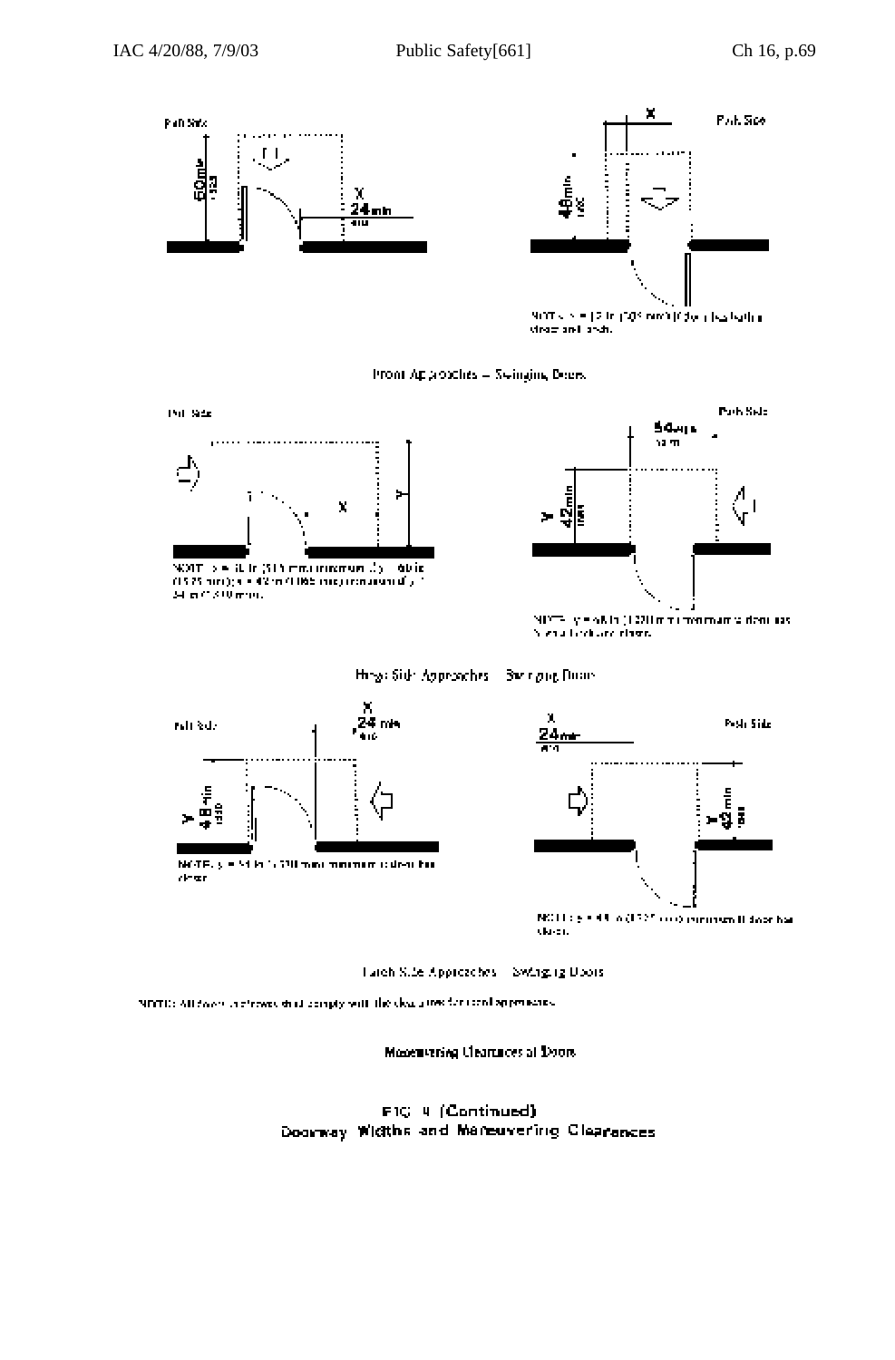Pull Side

60 min
1525

X
24 min
610

X

Push Side

48 min
1220

NOTE: x = 12 in (305 mm) if door has both closer and latch.

Front Approaches — Swinging Doors

Pull Side

X

Y

NOTE: x = 36 in (915 mm) minimum if y = 60 in (1525 mm); x = 42 in (1065 mm) minimum if y = 54 in (1370 mm).

Push Side

54 min
1370

Y
42 min
1065

NOTE: y = 48 in (1220 mm) minimum if door has both a closer and latch.

Hinge Side Approaches — Swinging Doors

Pull Side

X
24 min
610

Y
48 min
1220

NOTE: y = 54 in (1370 mm) minimum if door has closer.

X
24 min
610

Push Side

Y
42 min
1065

NOTE: y = 48 in (1220 mm) minimum if door has closer.

Latch Side Approaches — Swinging Doors

NOTE: All doors in alcoves shall comply with the clearances for front approaches.

Maneuvering Clearances at Doors

FIG. 4 (Continued)
Doorway Widths and Maneuvering Clearances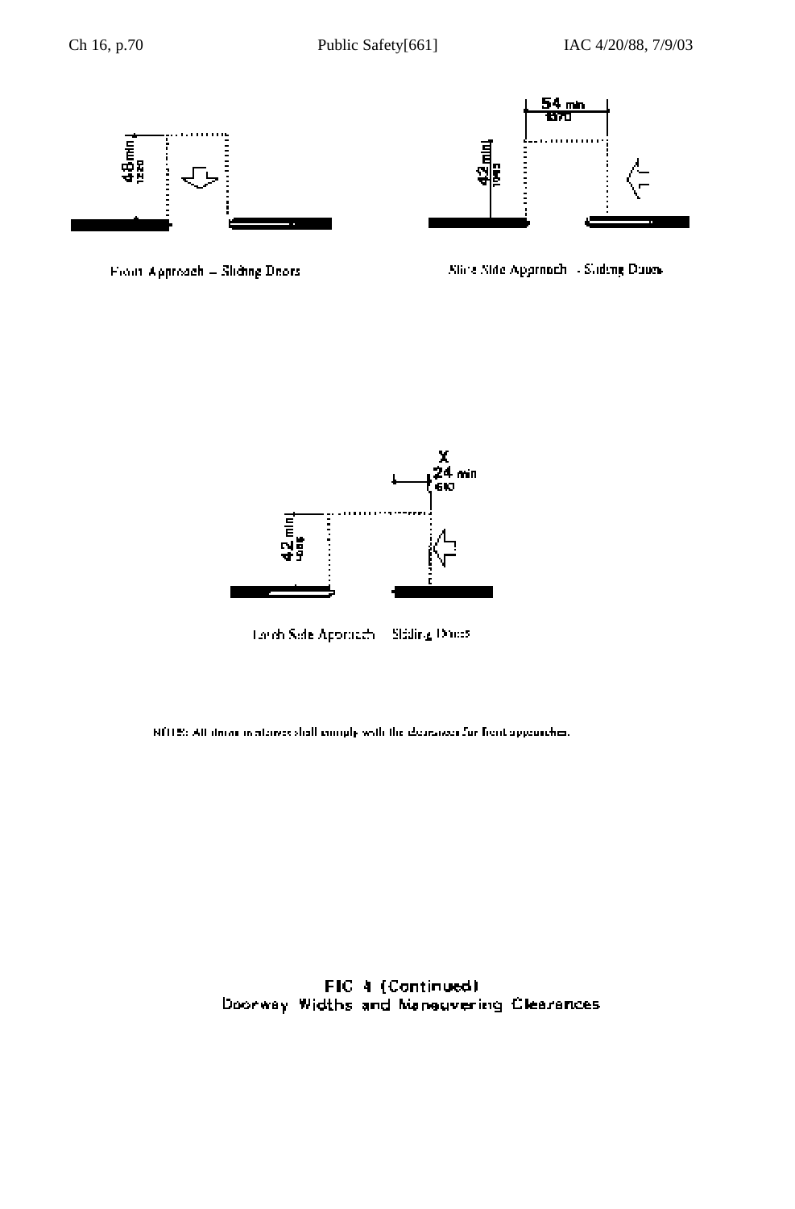48 min
1220

Front Approach – Sliding Doors

54 min
1370

42 min
1065

Slide Side Approach – Sliding Doors

X
24 min
610

42 min
1065

Latch Side Approach – Sliding Doors

NOTE: All doors in alcoves shall comply with the clearances for front approaches.

FIG 4 (Continued)
Doorway Widths and Maneuvering Clearances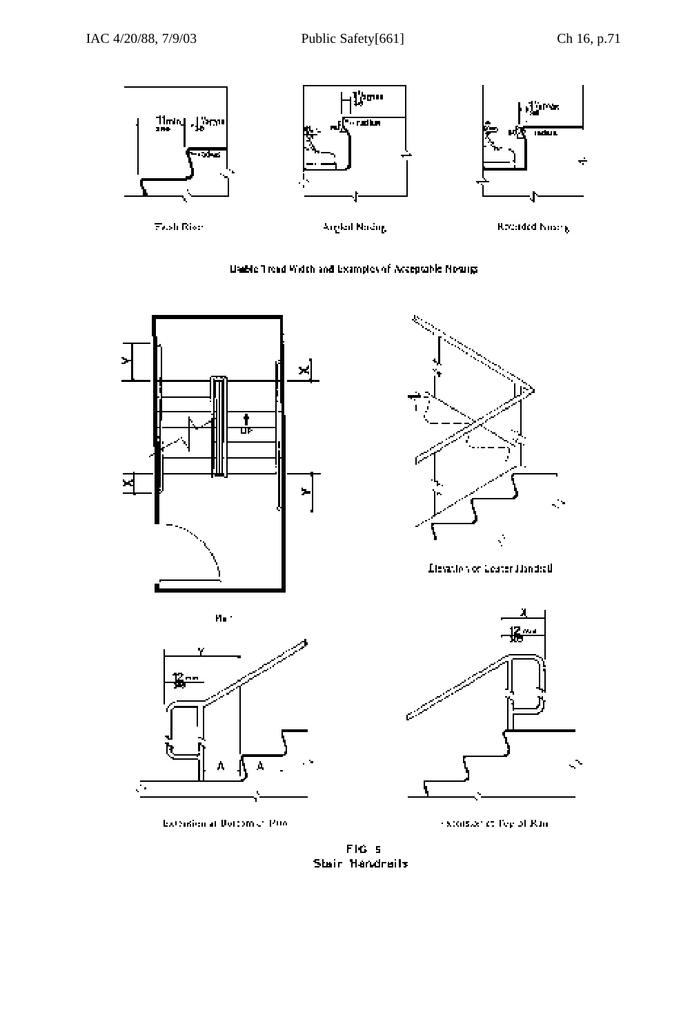Flush Riser

Angled Nosing

Rounded Nosing

Usable Tread Width and Examples of Acceptable Nosings

Plan

Elevation of Center Handrail

Extension at Bottom of Run

Extension at Top of Run

FIG. 5
Stair Handrails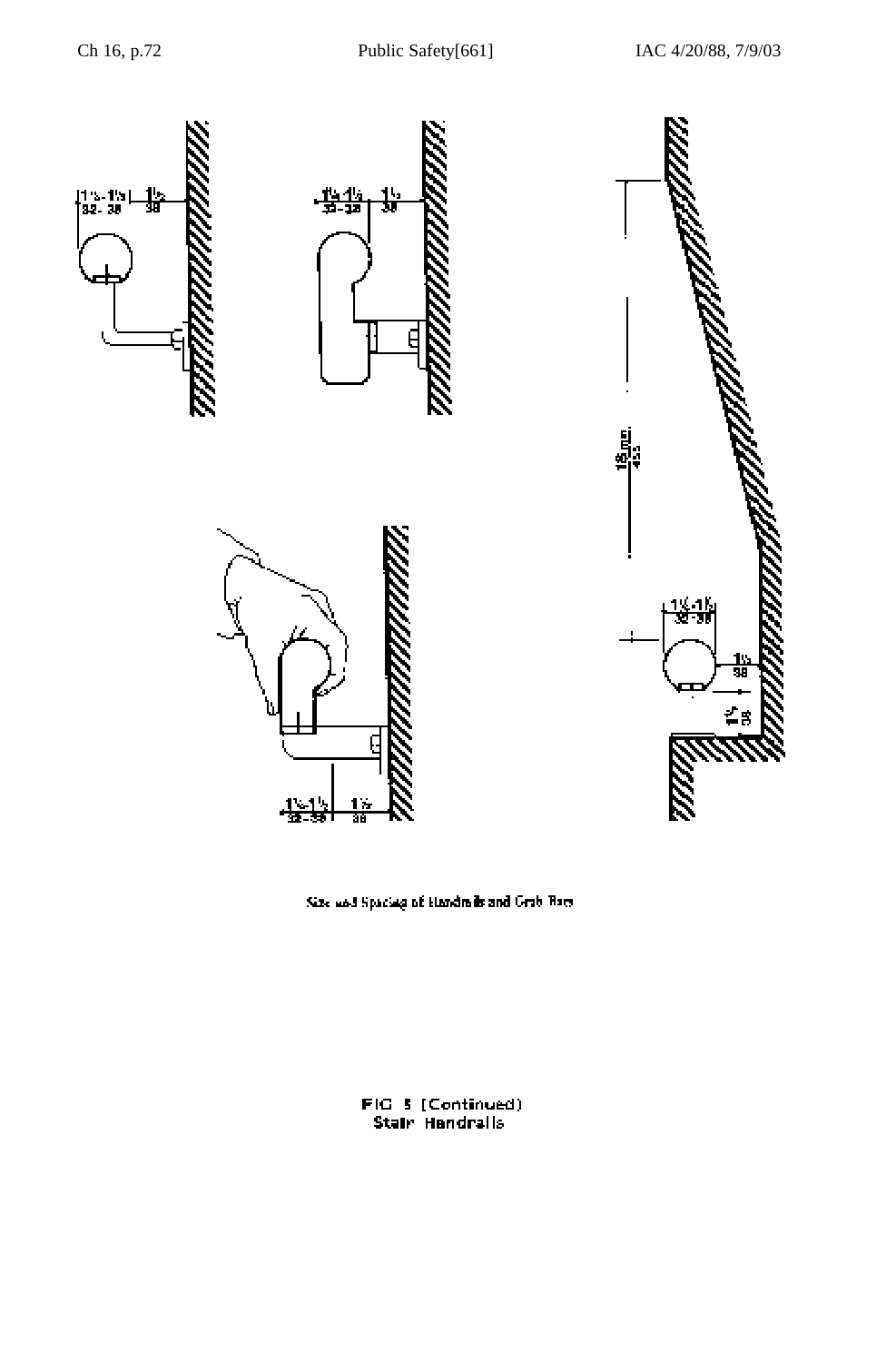Size and Spacing of Handrails and Grab Bars

FIG 5 (Continued)
Stair Handrails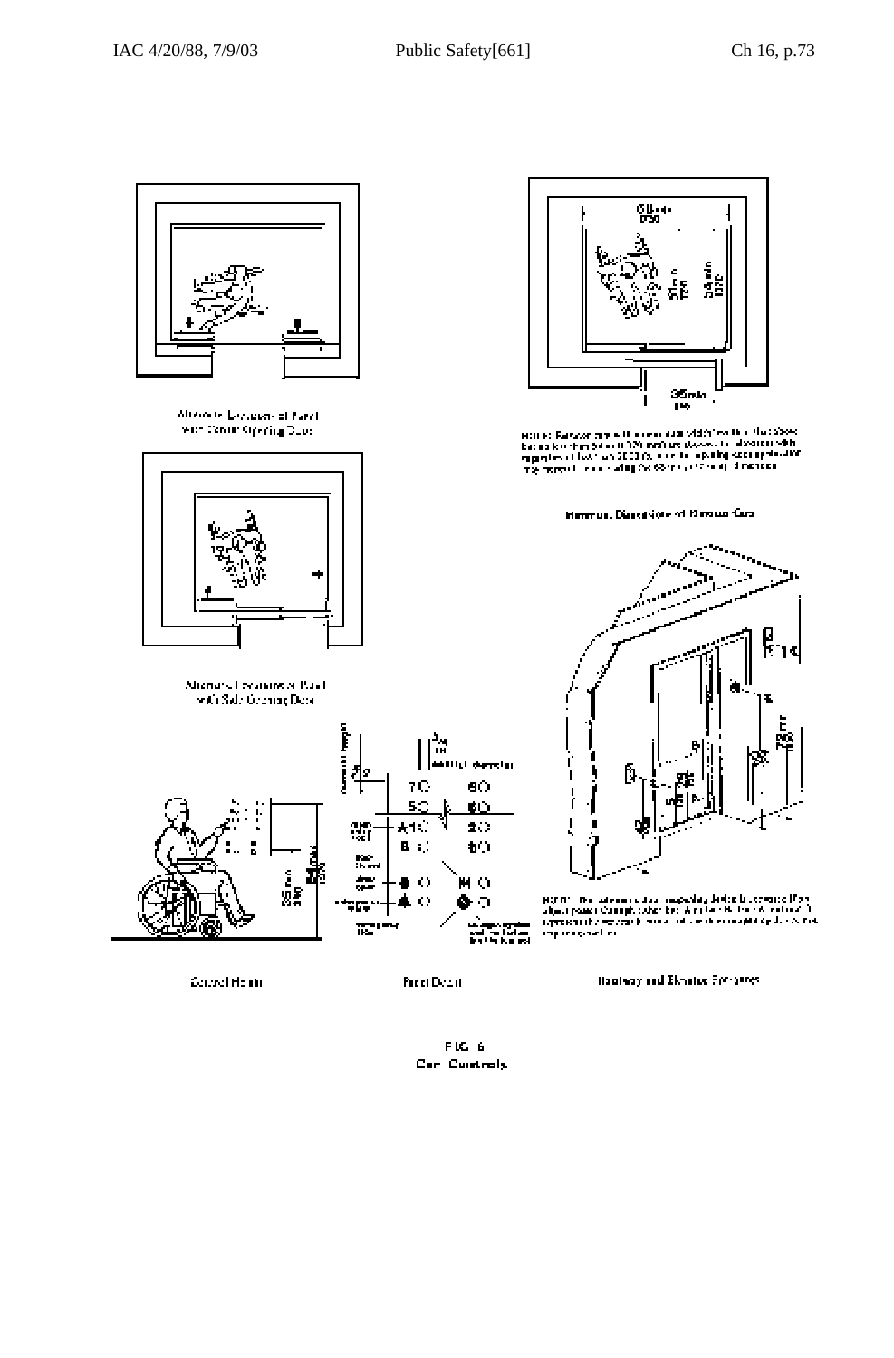Alternate Locations of Panel with Center Opening Door

Alternate Locations of Panel with Side Opening Door

Minimum Dimensions of Elevator Cars

Control Height

Panel Detail

Hoistway and Elevator Entrances

FIG. 6
Car Controls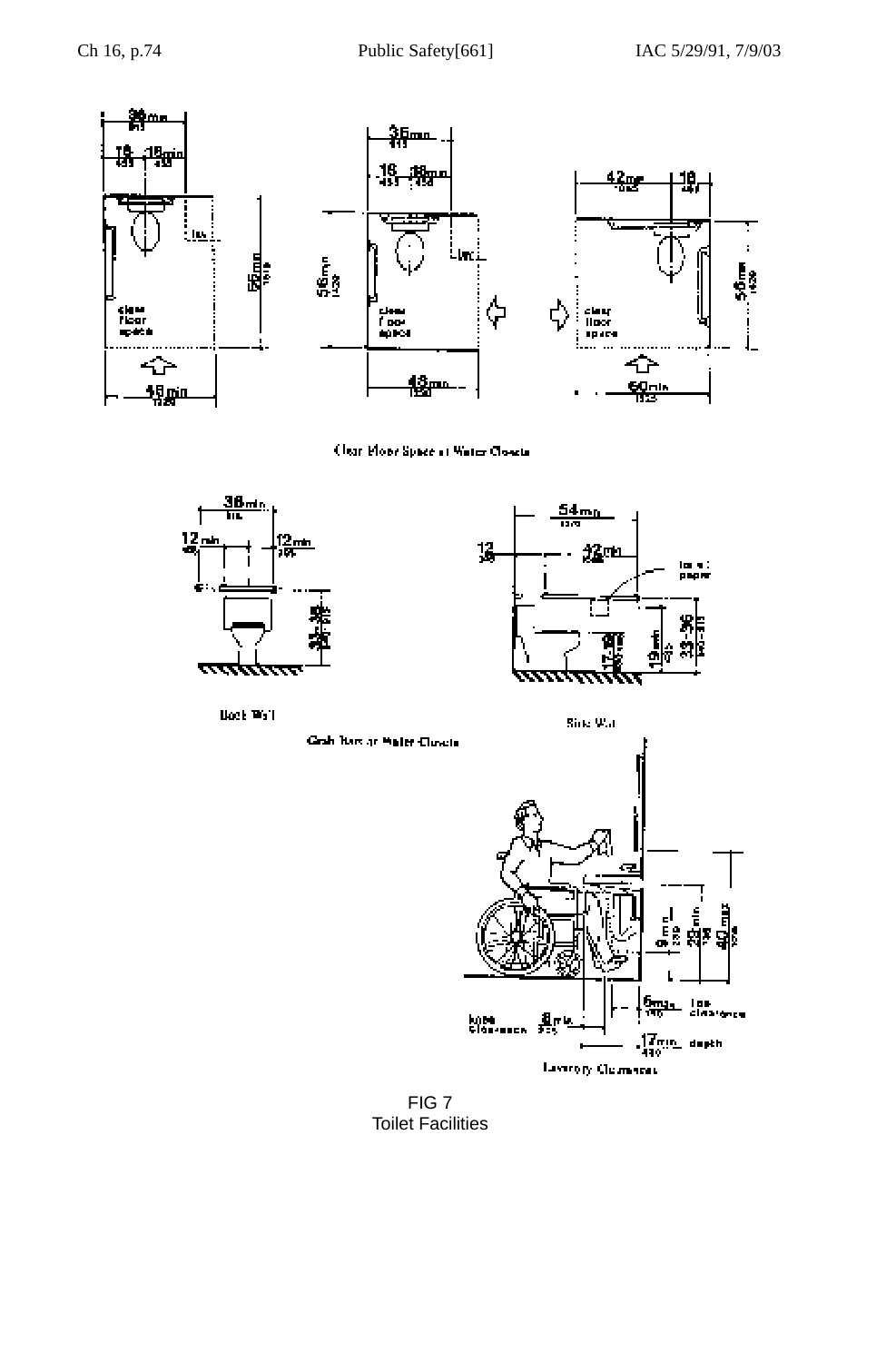Clear Floor Space at Water Closets

Back Wall

Side Wall

Grab Bars at Water Closets

Lavatory Clearances

FIG 7
Toilet Facilities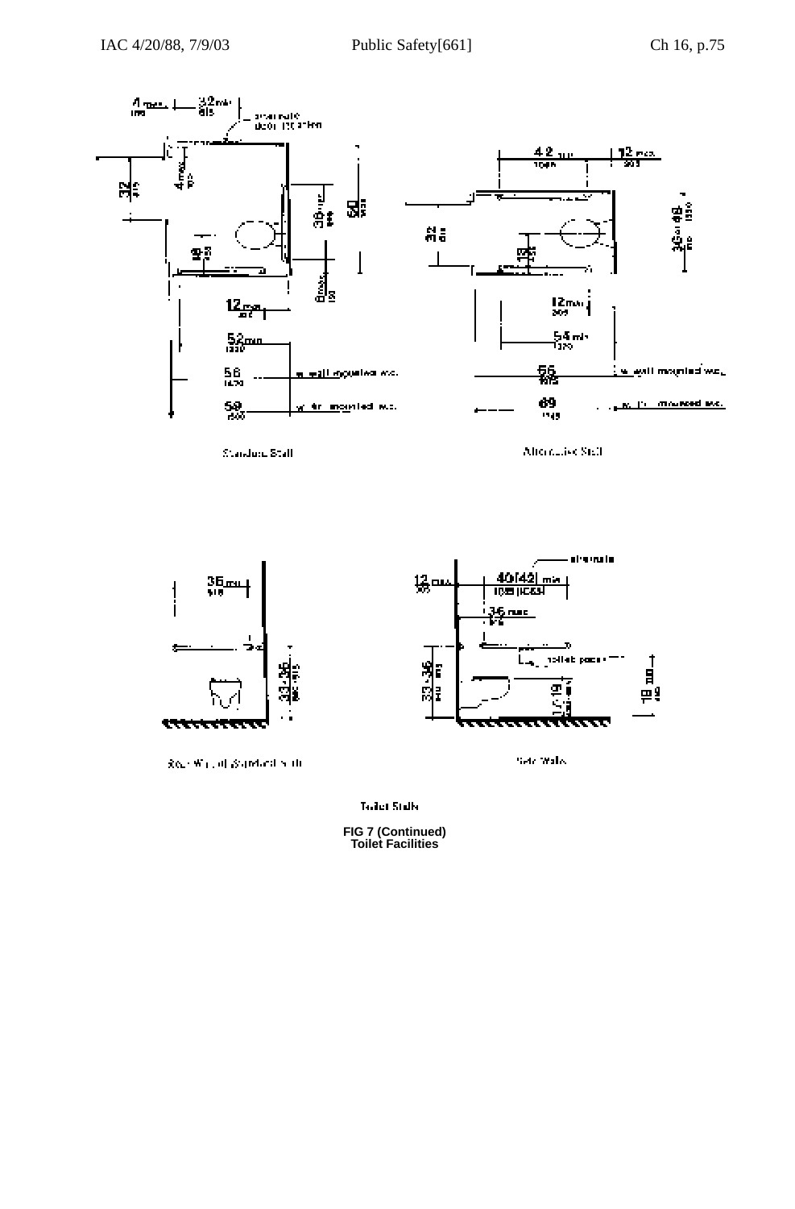Standard Stall

Alternative Stall

Rear Wall of Standard Stall

Side Walls

Toilet Stalls

**FIG 7 (Continued)**
**Toilet Facilities**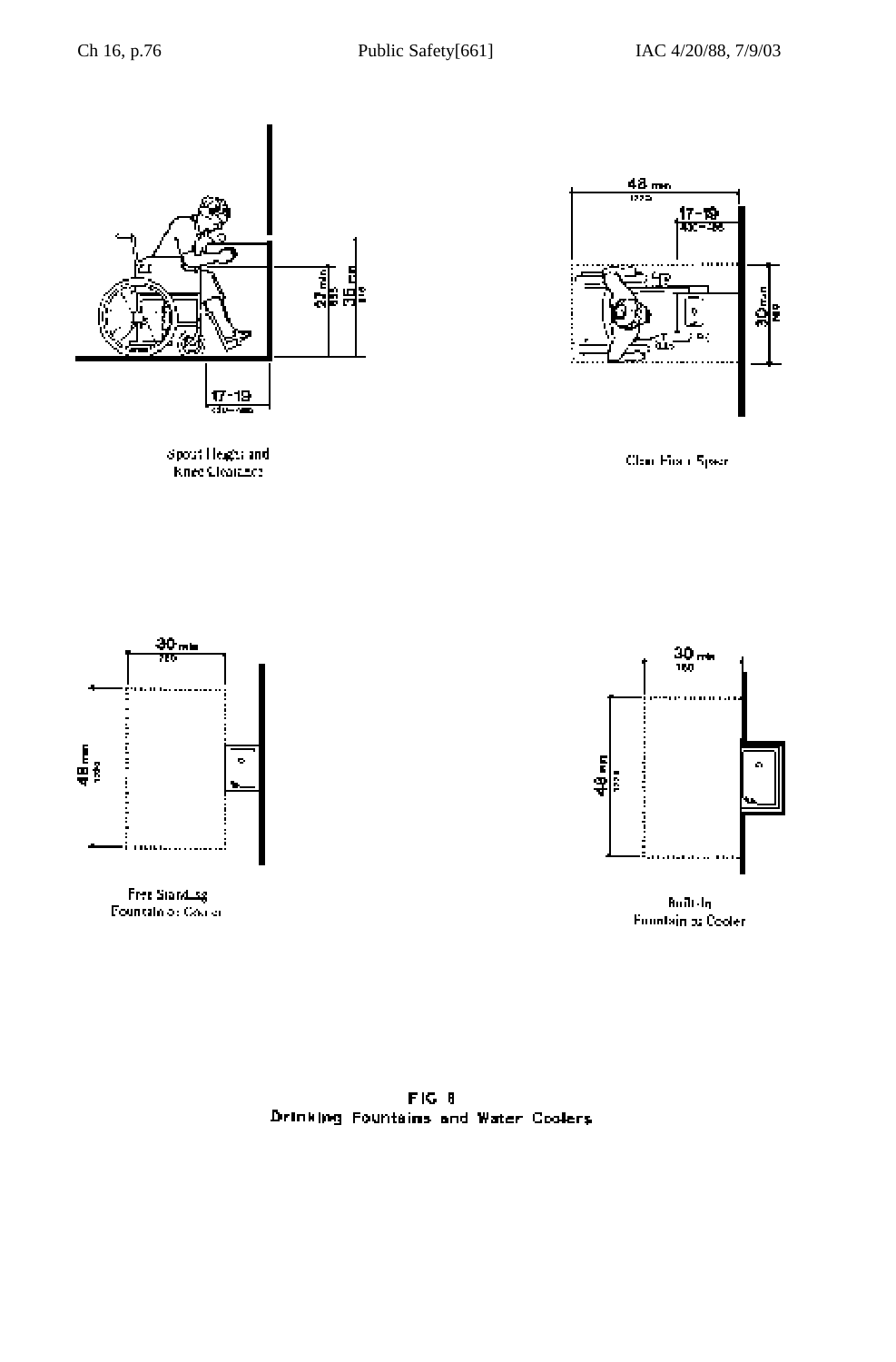Spout Height and Knee Clearance

Clear Floor Space

Free Standing Fountain or Cooler

Built-In Fountain or Cooler

FIG 8
Drinking Fountains and Water Coolers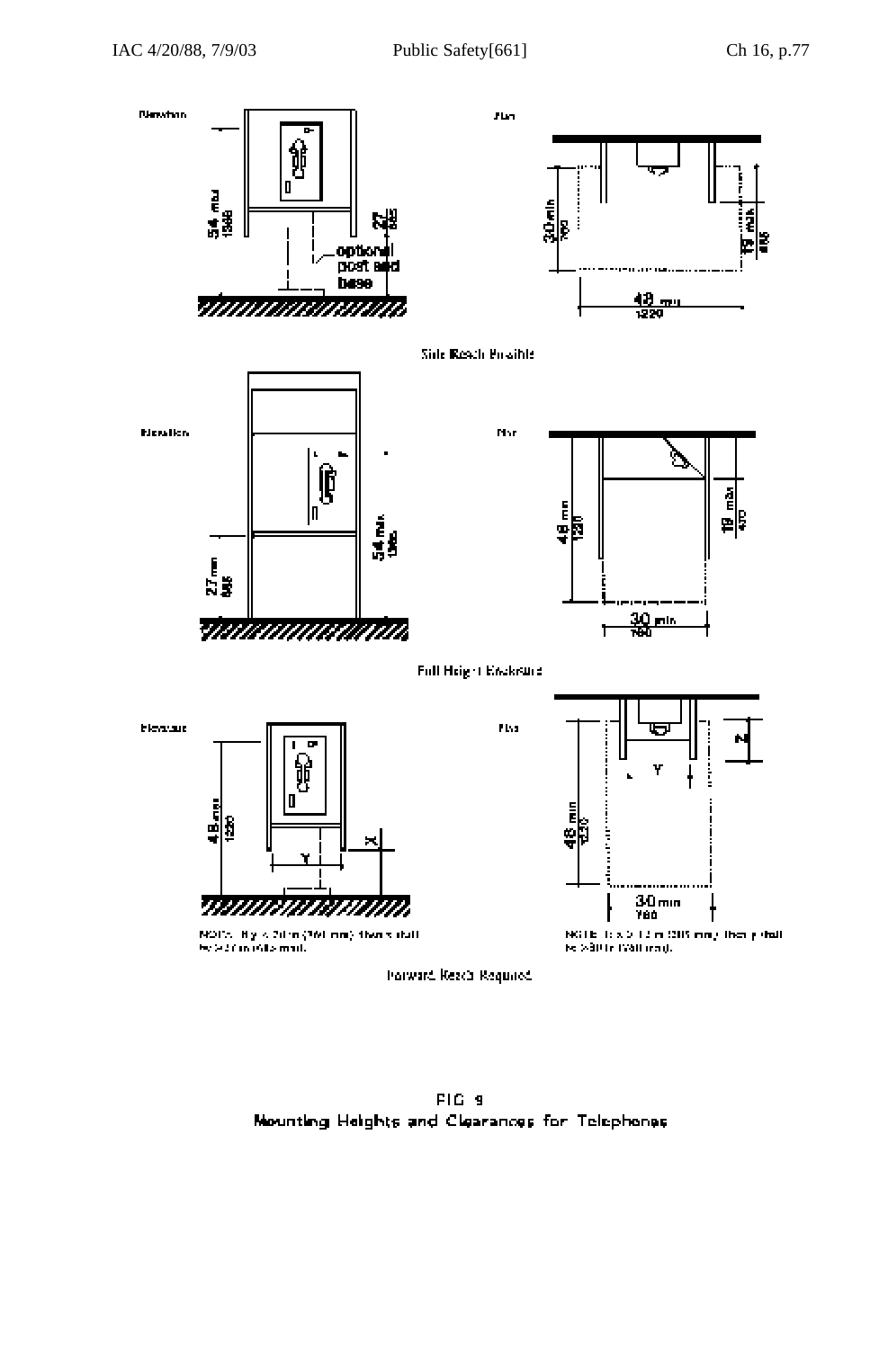Side Reach Possible

Full Height Enclosure

NOTE: If y < 30 in (760 mm), then x shall be ≥ 27 in (685 mm).

NOTE: If z > 12 in (305 mm), then y shall be ≥ 30 in (760 mm).

Forward Reach Required

FIG. 9
Mounting Heights and Clearances for Telephones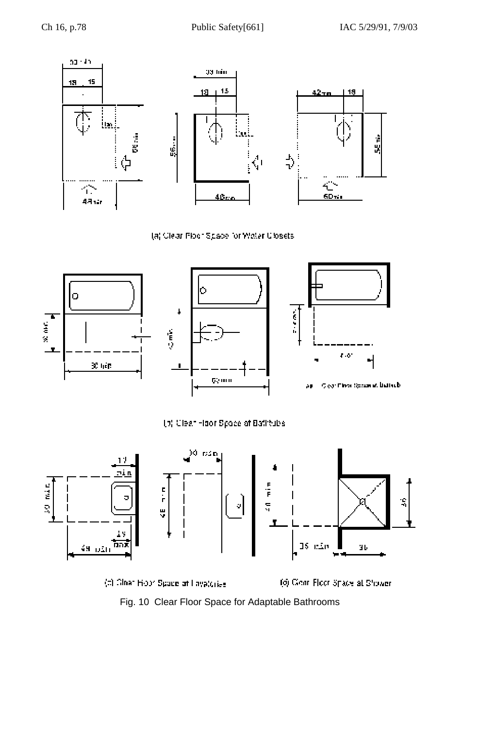(a) Clear Floor Space for Water Closets

(b) Clear Floor Space at Bathtubs

(c) Clear Floor Space at Lavatories

(d) Clear Floor Space at Shower

Fig. 10 Clear Floor Space for Adaptable Bathrooms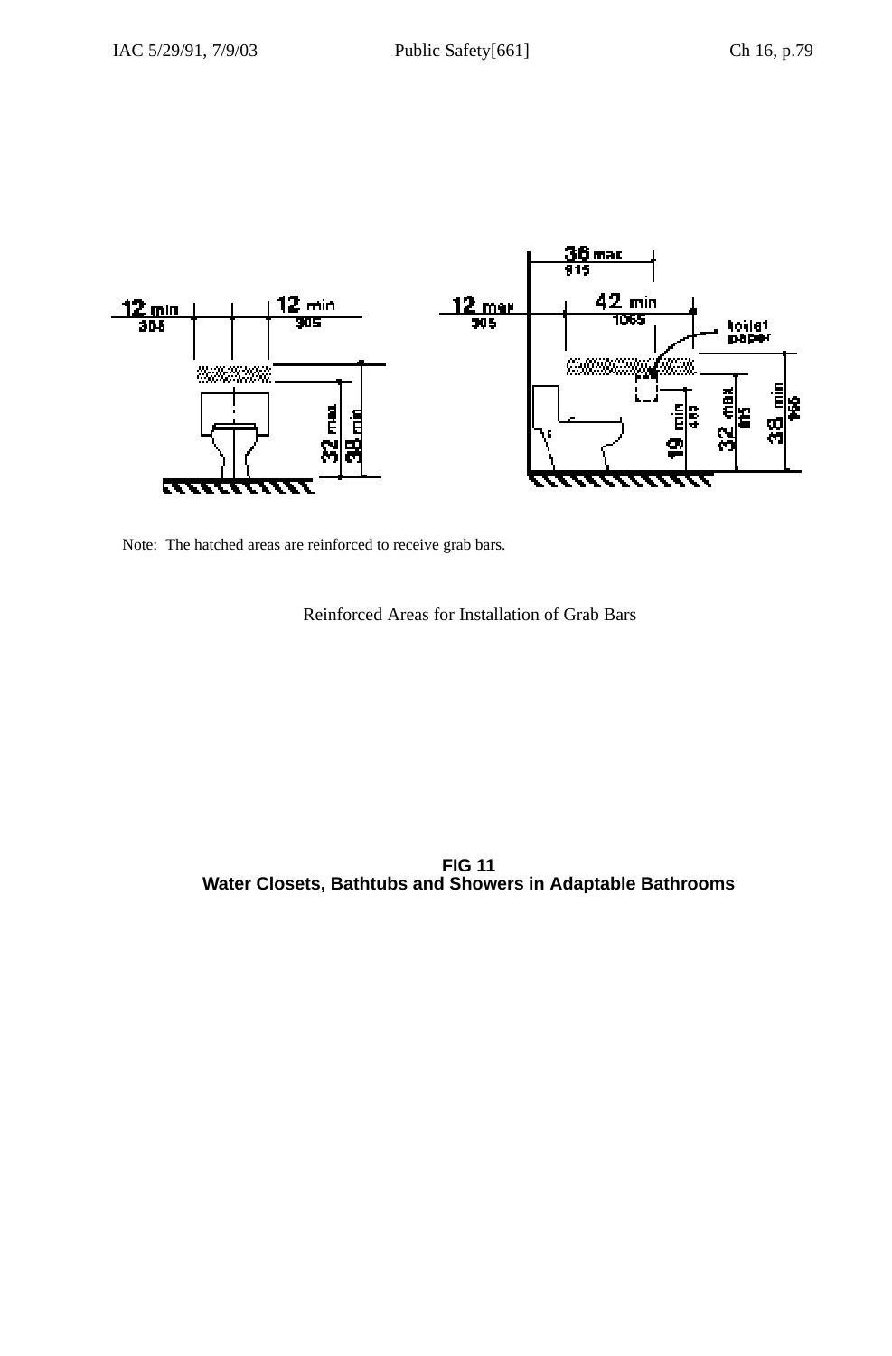Note: The hatched areas are reinforced to receive grab bars.

Reinforced Areas for Installation of Grab Bars

**FIG 11**
**Water Closets, Bathtubs and Showers in Adaptable Bathrooms**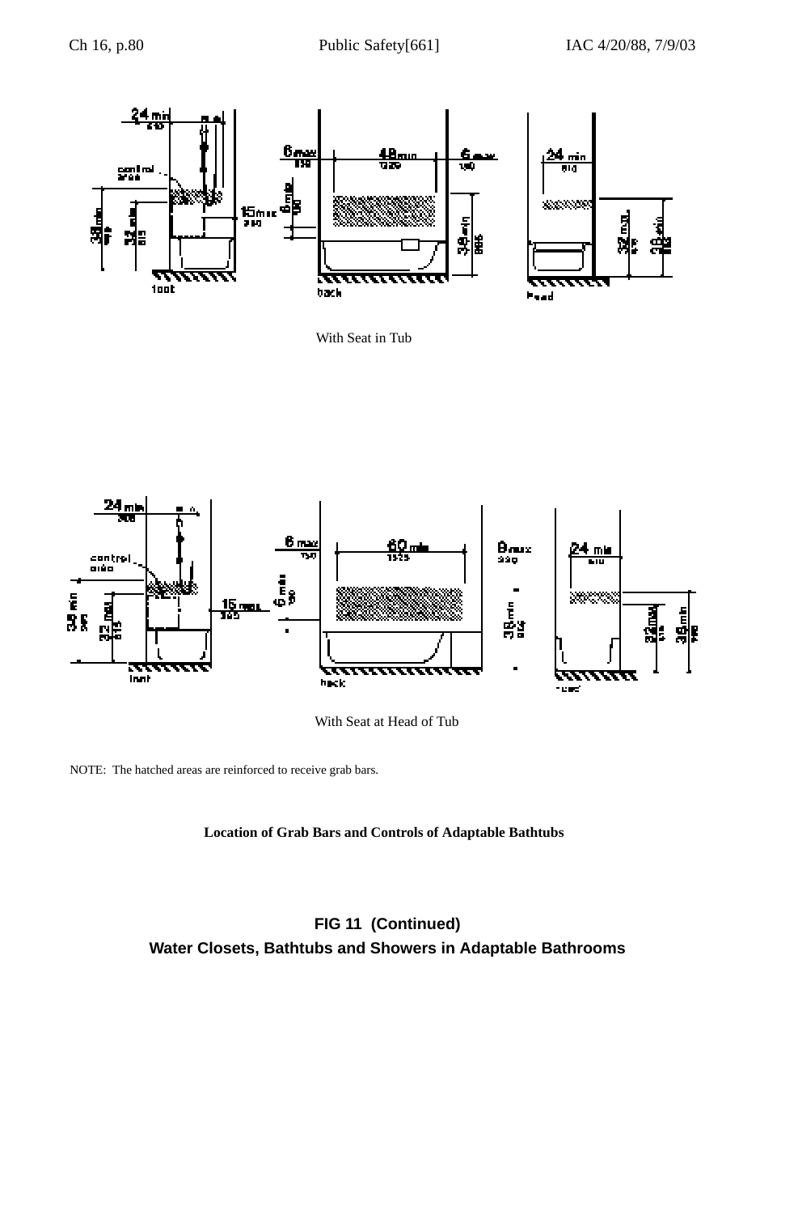With Seat in Tub

With Seat at Head of Tub

NOTE: The hatched areas are reinforced to receive grab bars.

**Location of Grab Bars and Controls of Adaptable Bathtubs**

## FIG 11 (Continued)
## Water Closets, Bathtubs and Showers in Adaptable Bathrooms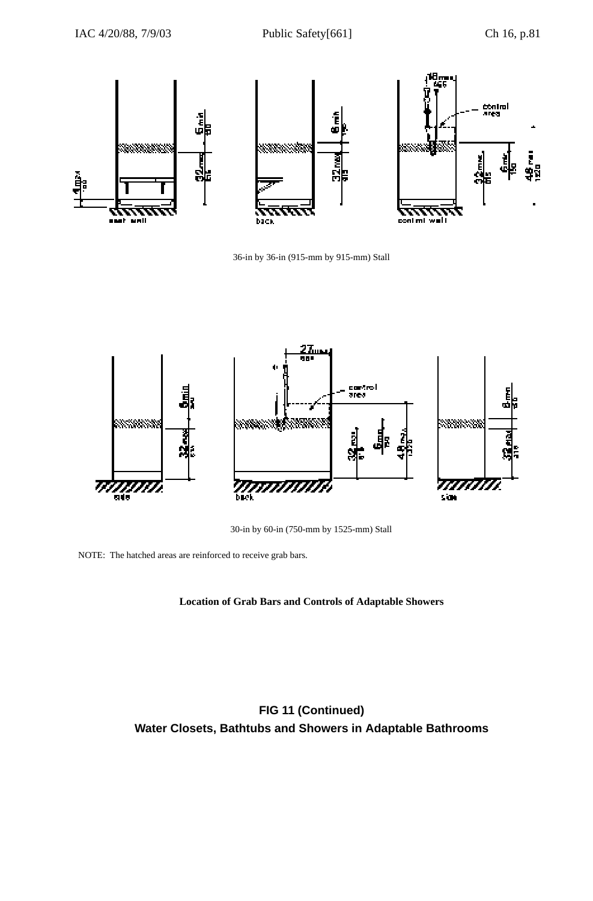36-in by 36-in (915-mm by 915-mm) Stall

30-in by 60-in (750-mm by 1525-mm) Stall

NOTE: The hatched areas are reinforced to receive grab bars.

**Location of Grab Bars and Controls of Adaptable Showers**

**FIG 11 (Continued)**
**Water Closets, Bathtubs and Showers in Adaptable Bathrooms**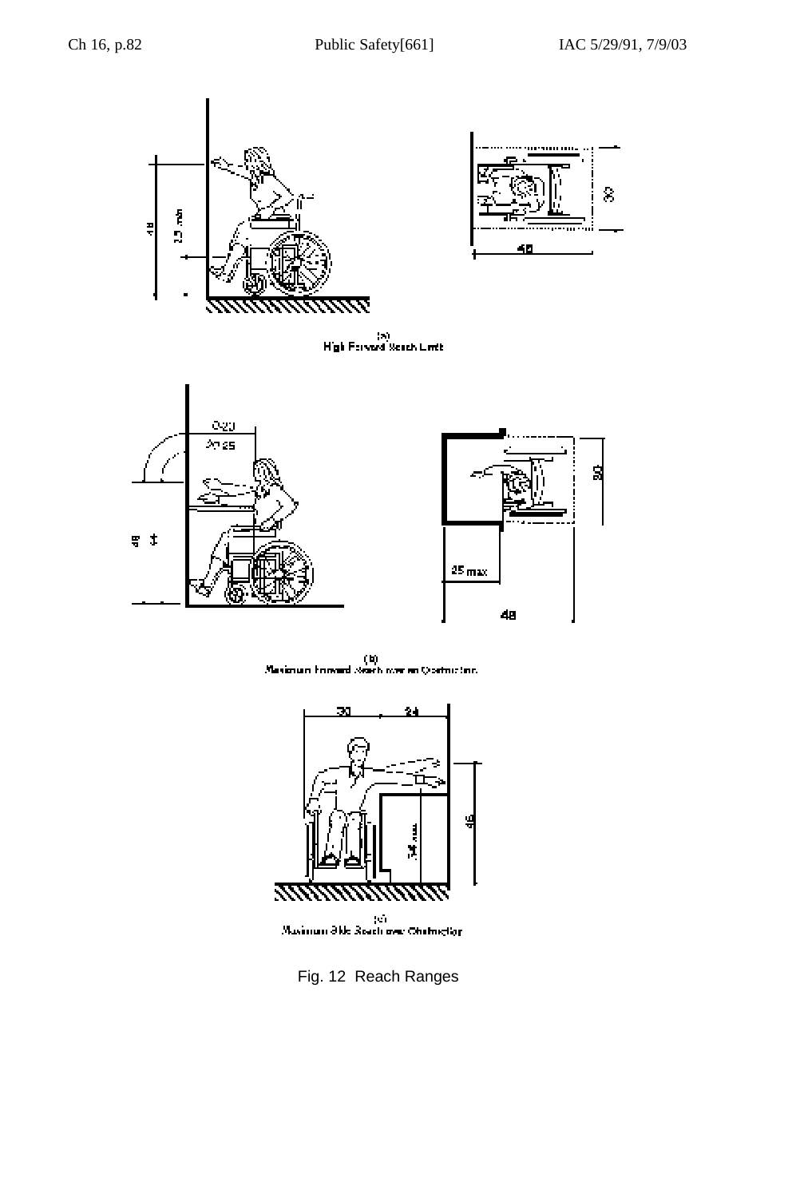(a)
High Forward Reach Limit

(b)
Maximum Forward Reach over an Obstruction

(c)
Maximum Side Reach over Obstruction

Fig. 12 Reach Ranges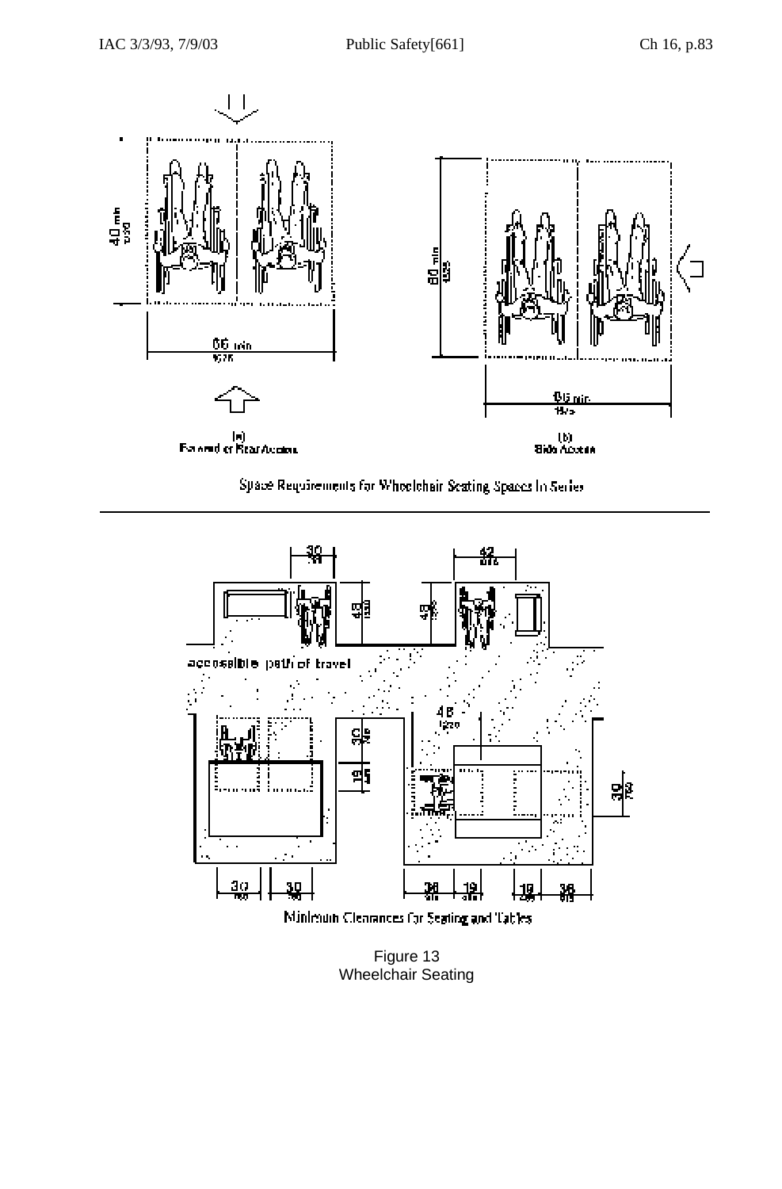Figure 13
Wheelchair Seating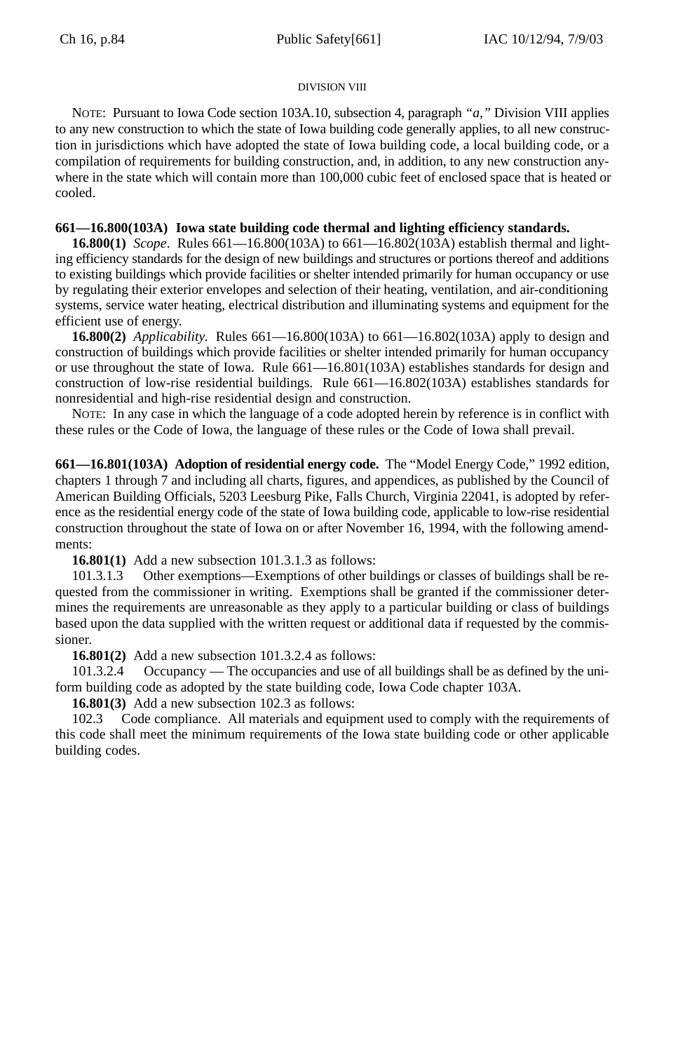DIVISION VIII

NOTE: Pursuant to Iowa Code section 103A.10, subsection 4, paragraph *"a,"* Division VIII applies to any new construction to which the state of Iowa building code generally applies, to all new construction in jurisdictions which have adopted the state of Iowa building code, a local building code, or a compilation of requirements for building construction, and, in addition, to any new construction anywhere in the state which will contain more than 100,000 cubic feet of enclosed space that is heated or cooled.

**661—16.800(103A) Iowa state building code thermal and lighting efficiency standards.**

**16.800(1)** *Scope*. Rules 661—16.800(103A) to 661—16.802(103A) establish thermal and lighting efficiency standards for the design of new buildings and structures or portions thereof and additions to existing buildings which provide facilities or shelter intended primarily for human occupancy or use by regulating their exterior envelopes and selection of their heating, ventilation, and air-conditioning systems, service water heating, electrical distribution and illuminating systems and equipment for the efficient use of energy.

**16.800(2)** *Applicability.* Rules 661—16.800(103A) to 661—16.802(103A) apply to design and construction of buildings which provide facilities or shelter intended primarily for human occupancy or use throughout the state of Iowa. Rule 661—16.801(103A) establishes standards for design and construction of low-rise residential buildings. Rule 661—16.802(103A) establishes standards for nonresidential and high-rise residential design and construction.

NOTE: In any case in which the language of a code adopted herein by reference is in conflict with these rules or the Code of Iowa, the language of these rules or the Code of Iowa shall prevail.

**661—16.801(103A) Adoption of residential energy code.** The "Model Energy Code," 1992 edition, chapters 1 through 7 and including all charts, figures, and appendices, as published by the Council of American Building Officials, 5203 Leesburg Pike, Falls Church, Virginia 22041, is adopted by reference as the residential energy code of the state of Iowa building code, applicable to low-rise residential construction throughout the state of Iowa on or after November 16, 1994, with the following amendments:

**16.801(1)** Add a new subsection 101.3.1.3 as follows:

101.3.1.3 Other exemptions—Exemptions of other buildings or classes of buildings shall be requested from the commissioner in writing. Exemptions shall be granted if the commissioner determines the requirements are unreasonable as they apply to a particular building or class of buildings based upon the data supplied with the written request or additional data if requested by the commissioner.

**16.801(2)** Add a new subsection 101.3.2.4 as follows:

101.3.2.4 Occupancy — The occupancies and use of all buildings shall be as defined by the uniform building code as adopted by the state building code, Iowa Code chapter 103A.

**16.801(3)** Add a new subsection 102.3 as follows:

102.3 Code compliance. All materials and equipment used to comply with the requirements of this code shall meet the minimum requirements of the Iowa state building code or other applicable building codes.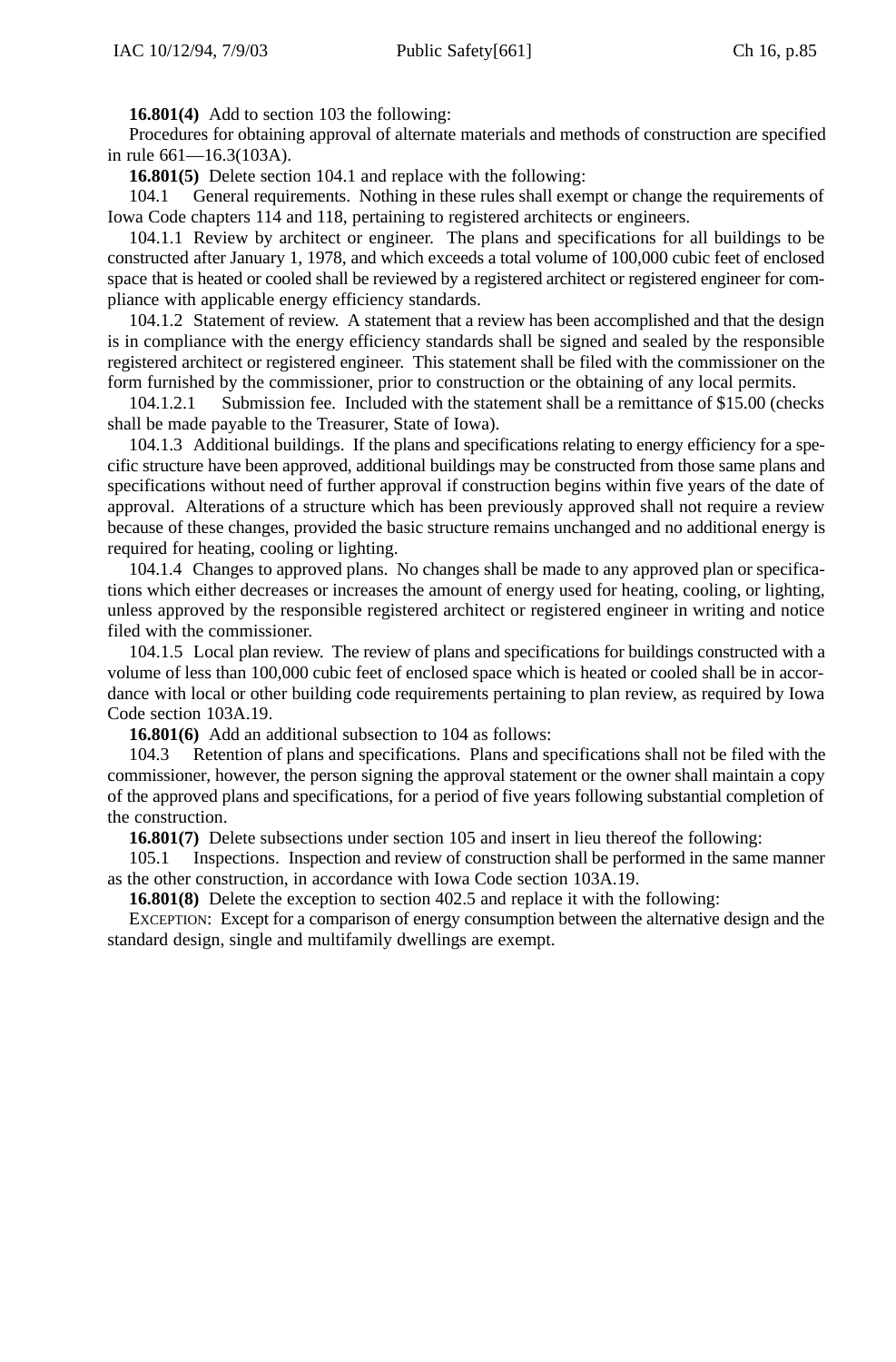**16.801(4)** Add to section 103 the following:

Procedures for obtaining approval of alternate materials and methods of construction are specified in rule 661—16.3(103A).

**16.801(5)** Delete section 104.1 and replace with the following:

104.1 General requirements. Nothing in these rules shall exempt or change the requirements of Iowa Code chapters 114 and 118, pertaining to registered architects or engineers.

104.1.1 Review by architect or engineer. The plans and specifications for all buildings to be constructed after January 1, 1978, and which exceeds a total volume of 100,000 cubic feet of enclosed space that is heated or cooled shall be reviewed by a registered architect or registered engineer for compliance with applicable energy efficiency standards.

104.1.2 Statement of review. A statement that a review has been accomplished and that the design is in compliance with the energy efficiency standards shall be signed and sealed by the responsible registered architect or registered engineer. This statement shall be filed with the commissioner on the form furnished by the commissioner, prior to construction or the obtaining of any local permits.

104.1.2.1 Submission fee. Included with the statement shall be a remittance of $15.00 (checks shall be made payable to the Treasurer, State of Iowa).

104.1.3 Additional buildings. If the plans and specifications relating to energy efficiency for a specific structure have been approved, additional buildings may be constructed from those same plans and specifications without need of further approval if construction begins within five years of the date of approval. Alterations of a structure which has been previously approved shall not require a review because of these changes, provided the basic structure remains unchanged and no additional energy is required for heating, cooling or lighting.

104.1.4 Changes to approved plans. No changes shall be made to any approved plan or specifications which either decreases or increases the amount of energy used for heating, cooling, or lighting, unless approved by the responsible registered architect or registered engineer in writing and notice filed with the commissioner.

104.1.5 Local plan review. The review of plans and specifications for buildings constructed with a volume of less than 100,000 cubic feet of enclosed space which is heated or cooled shall be in accordance with local or other building code requirements pertaining to plan review, as required by Iowa Code section 103A.19.

**16.801(6)** Add an additional subsection to 104 as follows:

104.3 Retention of plans and specifications. Plans and specifications shall not be filed with the commissioner, however, the person signing the approval statement or the owner shall maintain a copy of the approved plans and specifications, for a period of five years following substantial completion of the construction.

**16.801(7)** Delete subsections under section 105 and insert in lieu thereof the following:

105.1 Inspections. Inspection and review of construction shall be performed in the same manner as the other construction, in accordance with Iowa Code section 103A.19.

**16.801(8)** Delete the exception to section 402.5 and replace it with the following:

EXCEPTION: Except for a comparison of energy consumption between the alternative design and the standard design, single and multifamily dwellings are exempt.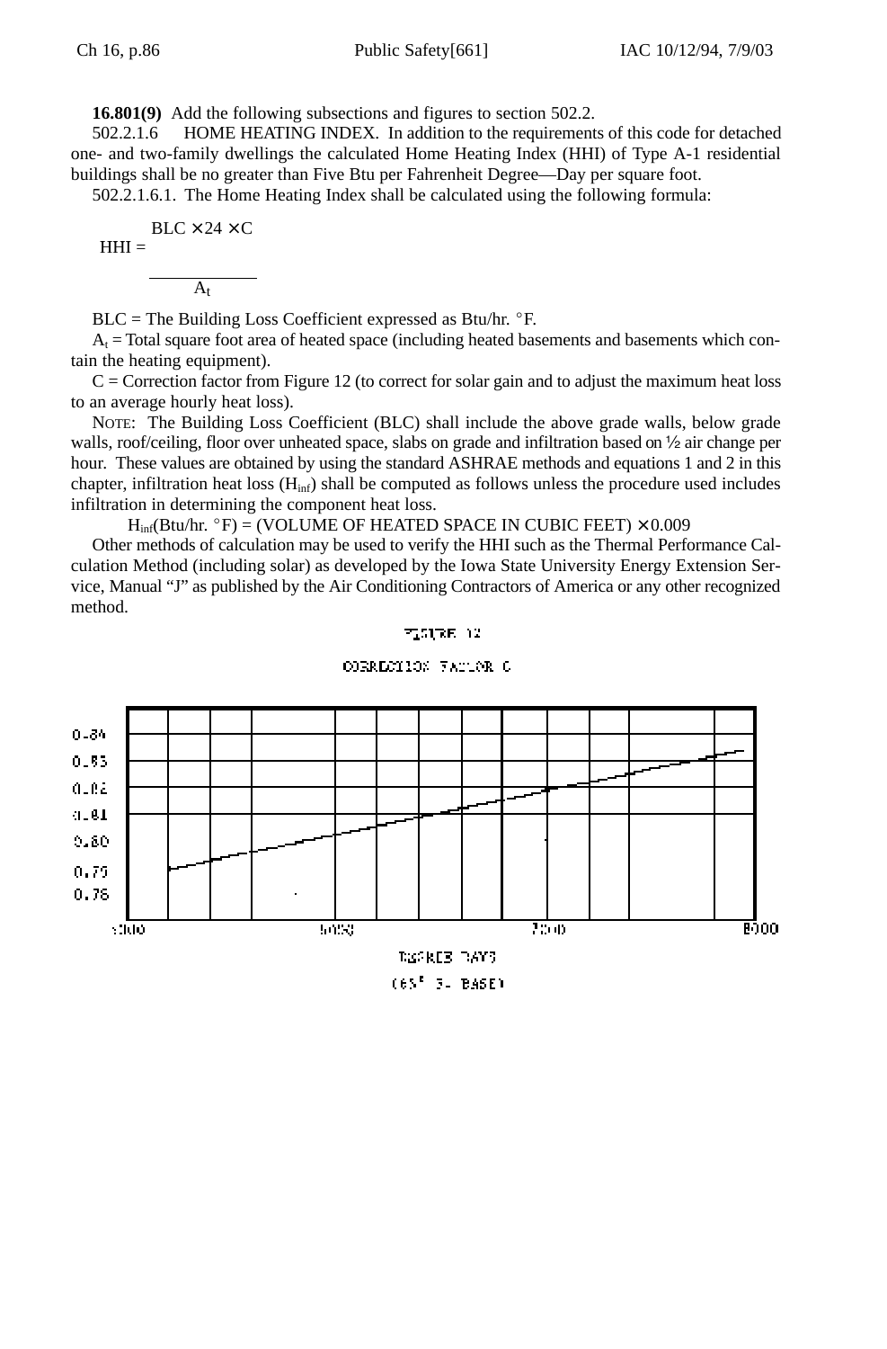**16.801(9)** Add the following subsections and figures to section 502.2.

502.2.1.6 HOME HEATING INDEX. In addition to the requirements of this code for detached one- and two-family dwellings the calculated Home Heating Index (HHI) of Type A-1 residential buildings shall be no greater than Five Btu per Fahrenheit Degree—Day per square foot.

502.2.1.6.1. The Home Heating Index shall be calculated using the following formula:

$$HHI = \frac{BLC \times 24 \times C}{A_t}$$

BLC = The Building Loss Coefficient expressed as Btu/hr. °F.

$A_t$ = Total square foot area of heated space (including heated basements and basements which contain the heating equipment).

C = Correction factor from Figure 12 (to correct for solar gain and to adjust the maximum heat loss to an average hourly heat loss).

NOTE: The Building Loss Coefficient (BLC) shall include the above grade walls, below grade walls, roof/ceiling, floor over unheated space, slabs on grade and infiltration based on ½ air change per hour. These values are obtained by using the standard ASHRAE methods and equations 1 and 2 in this chapter, infiltration heat loss ($H_{inf}$) shall be computed as follows unless the procedure used includes infiltration in determining the component heat loss.

$$H_{inf}(\text{Btu/hr. °F}) = (\text{VOLUME OF HEATED SPACE IN CUBIC FEET}) \times 0.009$$

Other methods of calculation may be used to verify the HHI such as the Thermal Performance Calculation Method (including solar) as developed by the Iowa State University Energy Extension Service, Manual "J" as published by the Air Conditioning Contractors of America or any other recognized method.

FIGURE 12

CORRECTION FACTOR C

DEGREE DAYS (65° F. BASE)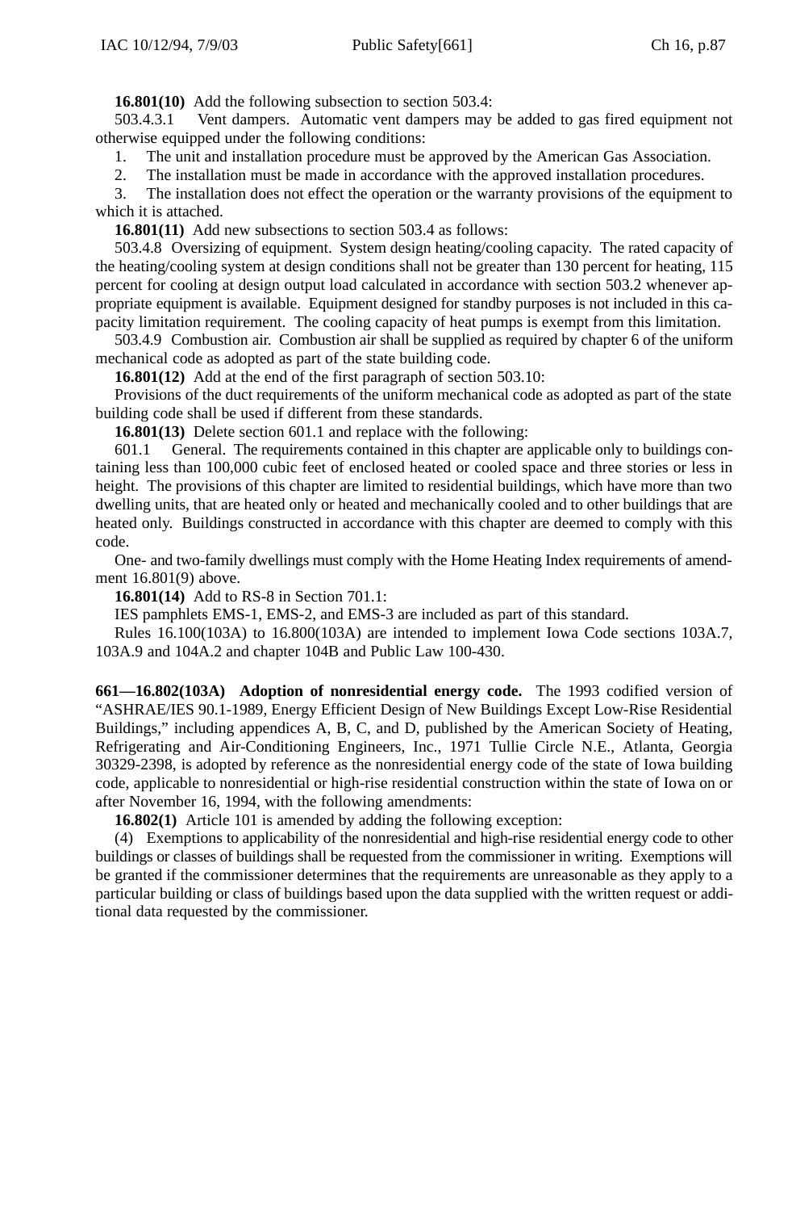**16.801(10)** Add the following subsection to section 503.4:

503.4.3.1 Vent dampers. Automatic vent dampers may be added to gas fired equipment not otherwise equipped under the following conditions:

1. The unit and installation procedure must be approved by the American Gas Association.
2. The installation must be made in accordance with the approved installation procedures.
3. The installation does not effect the operation or the warranty provisions of the equipment to which it is attached.

**16.801(11)** Add new subsections to section 503.4 as follows:

503.4.8 Oversizing of equipment. System design heating/cooling capacity. The rated capacity of the heating/cooling system at design conditions shall not be greater than 130 percent for heating, 115 percent for cooling at design output load calculated in accordance with section 503.2 whenever appropriate equipment is available. Equipment designed for standby purposes is not included in this capacity limitation requirement. The cooling capacity of heat pumps is exempt from this limitation.

503.4.9 Combustion air. Combustion air shall be supplied as required by chapter 6 of the uniform mechanical code as adopted as part of the state building code.

**16.801(12)** Add at the end of the first paragraph of section 503.10:

Provisions of the duct requirements of the uniform mechanical code as adopted as part of the state building code shall be used if different from these standards.

**16.801(13)** Delete section 601.1 and replace with the following:

601.1 General. The requirements contained in this chapter are applicable only to buildings containing less than 100,000 cubic feet of enclosed heated or cooled space and three stories or less in height. The provisions of this chapter are limited to residential buildings, which have more than two dwelling units, that are heated only or heated and mechanically cooled and to other buildings that are heated only. Buildings constructed in accordance with this chapter are deemed to comply with this code.

One- and two-family dwellings must comply with the Home Heating Index requirements of amendment 16.801(9) above.

**16.801(14)** Add to RS-8 in Section 701.1:

IES pamphlets EMS-1, EMS-2, and EMS-3 are included as part of this standard.

Rules 16.100(103A) to 16.800(103A) are intended to implement Iowa Code sections 103A.7, 103A.9 and 104A.2 and chapter 104B and Public Law 100-430.

**661—16.802(103A) Adoption of nonresidential energy code.** The 1993 codified version of "ASHRAE/IES 90.1-1989, Energy Efficient Design of New Buildings Except Low-Rise Residential Buildings," including appendices A, B, C, and D, published by the American Society of Heating, Refrigerating and Air-Conditioning Engineers, Inc., 1971 Tullie Circle N.E., Atlanta, Georgia 30329-2398, is adopted by reference as the nonresidential energy code of the state of Iowa building code, applicable to nonresidential or high-rise residential construction within the state of Iowa on or after November 16, 1994, with the following amendments:

**16.802(1)** Article 101 is amended by adding the following exception:

(4) Exemptions to applicability of the nonresidential and high-rise residential energy code to other buildings or classes of buildings shall be requested from the commissioner in writing. Exemptions will be granted if the commissioner determines that the requirements are unreasonable as they apply to a particular building or class of buildings based upon the data supplied with the written request or additional data requested by the commissioner.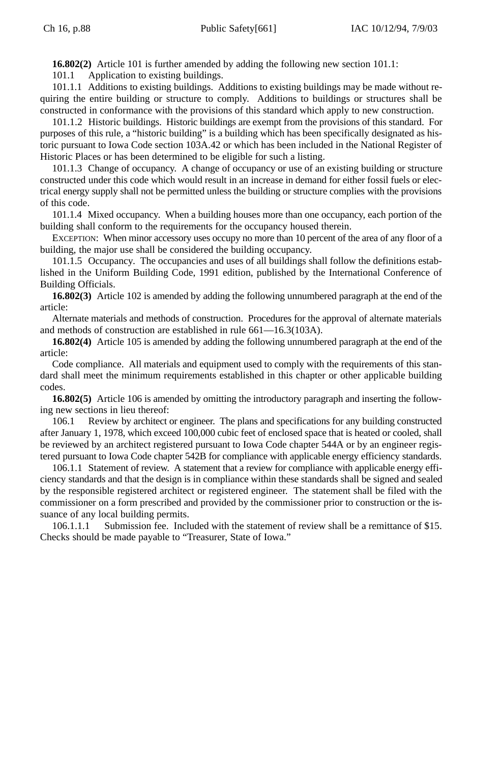**16.802(2)** Article 101 is further amended by adding the following new section 101.1:

101.1 Application to existing buildings.

101.1.1 Additions to existing buildings. Additions to existing buildings may be made without requiring the entire building or structure to comply. Additions to buildings or structures shall be constructed in conformance with the provisions of this standard which apply to new construction.

101.1.2 Historic buildings. Historic buildings are exempt from the provisions of this standard. For purposes of this rule, a "historic building" is a building which has been specifically designated as historic pursuant to Iowa Code section 103A.42 or which has been included in the National Register of Historic Places or has been determined to be eligible for such a listing.

101.1.3 Change of occupancy. A change of occupancy or use of an existing building or structure constructed under this code which would result in an increase in demand for either fossil fuels or electrical energy supply shall not be permitted unless the building or structure complies with the provisions of this code.

101.1.4 Mixed occupancy. When a building houses more than one occupancy, each portion of the building shall conform to the requirements for the occupancy housed therein.

EXCEPTION: When minor accessory uses occupy no more than 10 percent of the area of any floor of a building, the major use shall be considered the building occupancy.

101.1.5 Occupancy. The occupancies and uses of all buildings shall follow the definitions established in the Uniform Building Code, 1991 edition, published by the International Conference of Building Officials.

**16.802(3)** Article 102 is amended by adding the following unnumbered paragraph at the end of the article:

Alternate materials and methods of construction. Procedures for the approval of alternate materials and methods of construction are established in rule 661—16.3(103A).

**16.802(4)** Article 105 is amended by adding the following unnumbered paragraph at the end of the article:

Code compliance. All materials and equipment used to comply with the requirements of this standard shall meet the minimum requirements established in this chapter or other applicable building codes.

**16.802(5)** Article 106 is amended by omitting the introductory paragraph and inserting the following new sections in lieu thereof:

106.1 Review by architect or engineer. The plans and specifications for any building constructed after January 1, 1978, which exceed 100,000 cubic feet of enclosed space that is heated or cooled, shall be reviewed by an architect registered pursuant to Iowa Code chapter 544A or by an engineer registered pursuant to Iowa Code chapter 542B for compliance with applicable energy efficiency standards.

106.1.1 Statement of review. A statement that a review for compliance with applicable energy efficiency standards and that the design is in compliance within these standards shall be signed and sealed by the responsible registered architect or registered engineer. The statement shall be filed with the commissioner on a form prescribed and provided by the commissioner prior to construction or the issuance of any local building permits.

106.1.1.1 Submission fee. Included with the statement of review shall be a remittance of $15. Checks should be made payable to "Treasurer, State of Iowa."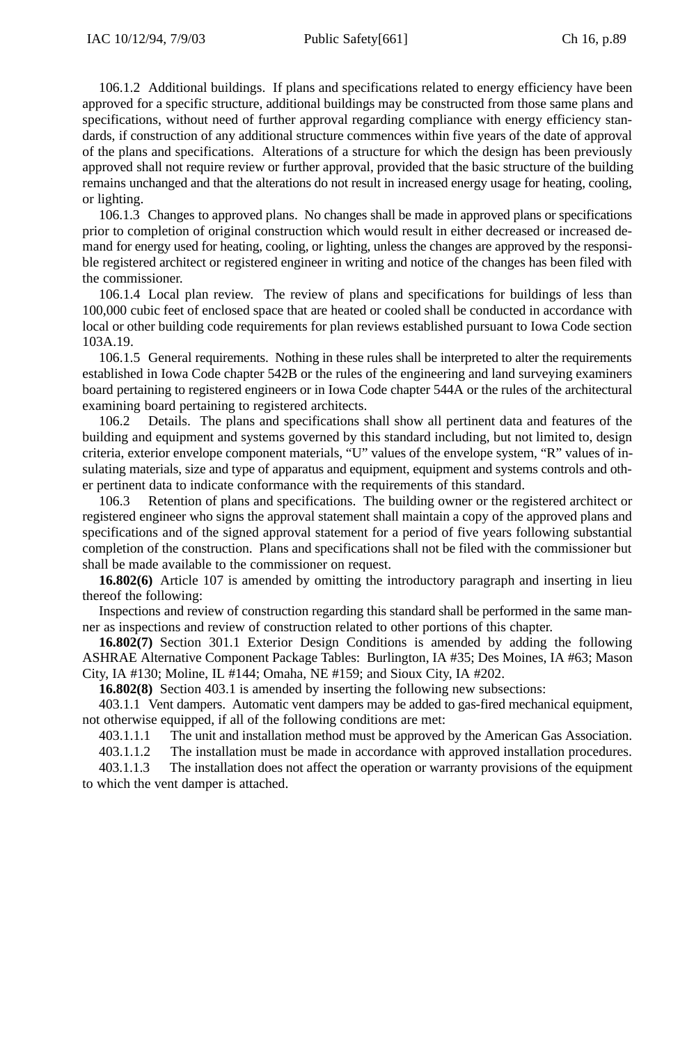106.1.2 Additional buildings. If plans and specifications related to energy efficiency have been approved for a specific structure, additional buildings may be constructed from those same plans and specifications, without need of further approval regarding compliance with energy efficiency standards, if construction of any additional structure commences within five years of the date of approval of the plans and specifications. Alterations of a structure for which the design has been previously approved shall not require review or further approval, provided that the basic structure of the building remains unchanged and that the alterations do not result in increased energy usage for heating, cooling, or lighting.

106.1.3 Changes to approved plans. No changes shall be made in approved plans or specifications prior to completion of original construction which would result in either decreased or increased demand for energy used for heating, cooling, or lighting, unless the changes are approved by the responsible registered architect or registered engineer in writing and notice of the changes has been filed with the commissioner.

106.1.4 Local plan review. The review of plans and specifications for buildings of less than 100,000 cubic feet of enclosed space that are heated or cooled shall be conducted in accordance with local or other building code requirements for plan reviews established pursuant to Iowa Code section 103A.19.

106.1.5 General requirements. Nothing in these rules shall be interpreted to alter the requirements established in Iowa Code chapter 542B or the rules of the engineering and land surveying examiners board pertaining to registered engineers or in Iowa Code chapter 544A or the rules of the architectural examining board pertaining to registered architects.

106.2 Details. The plans and specifications shall show all pertinent data and features of the building and equipment and systems governed by this standard including, but not limited to, design criteria, exterior envelope component materials, "U" values of the envelope system, "R" values of insulating materials, size and type of apparatus and equipment, equipment and systems controls and other pertinent data to indicate conformance with the requirements of this standard.

106.3 Retention of plans and specifications. The building owner or the registered architect or registered engineer who signs the approval statement shall maintain a copy of the approved plans and specifications and of the signed approval statement for a period of five years following substantial completion of the construction. Plans and specifications shall not be filed with the commissioner but shall be made available to the commissioner on request.

**16.802(6)** Article 107 is amended by omitting the introductory paragraph and inserting in lieu thereof the following:

Inspections and review of construction regarding this standard shall be performed in the same manner as inspections and review of construction related to other portions of this chapter.

**16.802(7)** Section 301.1 Exterior Design Conditions is amended by adding the following ASHRAE Alternative Component Package Tables: Burlington, IA #35; Des Moines, IA #63; Mason City, IA #130; Moline, IL #144; Omaha, NE #159; and Sioux City, IA #202.

**16.802(8)** Section 403.1 is amended by inserting the following new subsections:

403.1.1 Vent dampers. Automatic vent dampers may be added to gas-fired mechanical equipment, not otherwise equipped, if all of the following conditions are met:

403.1.1.1 The unit and installation method must be approved by the American Gas Association.

403.1.1.2 The installation must be made in accordance with approved installation procedures.

403.1.1.3 The installation does not affect the operation or warranty provisions of the equipment to which the vent damper is attached.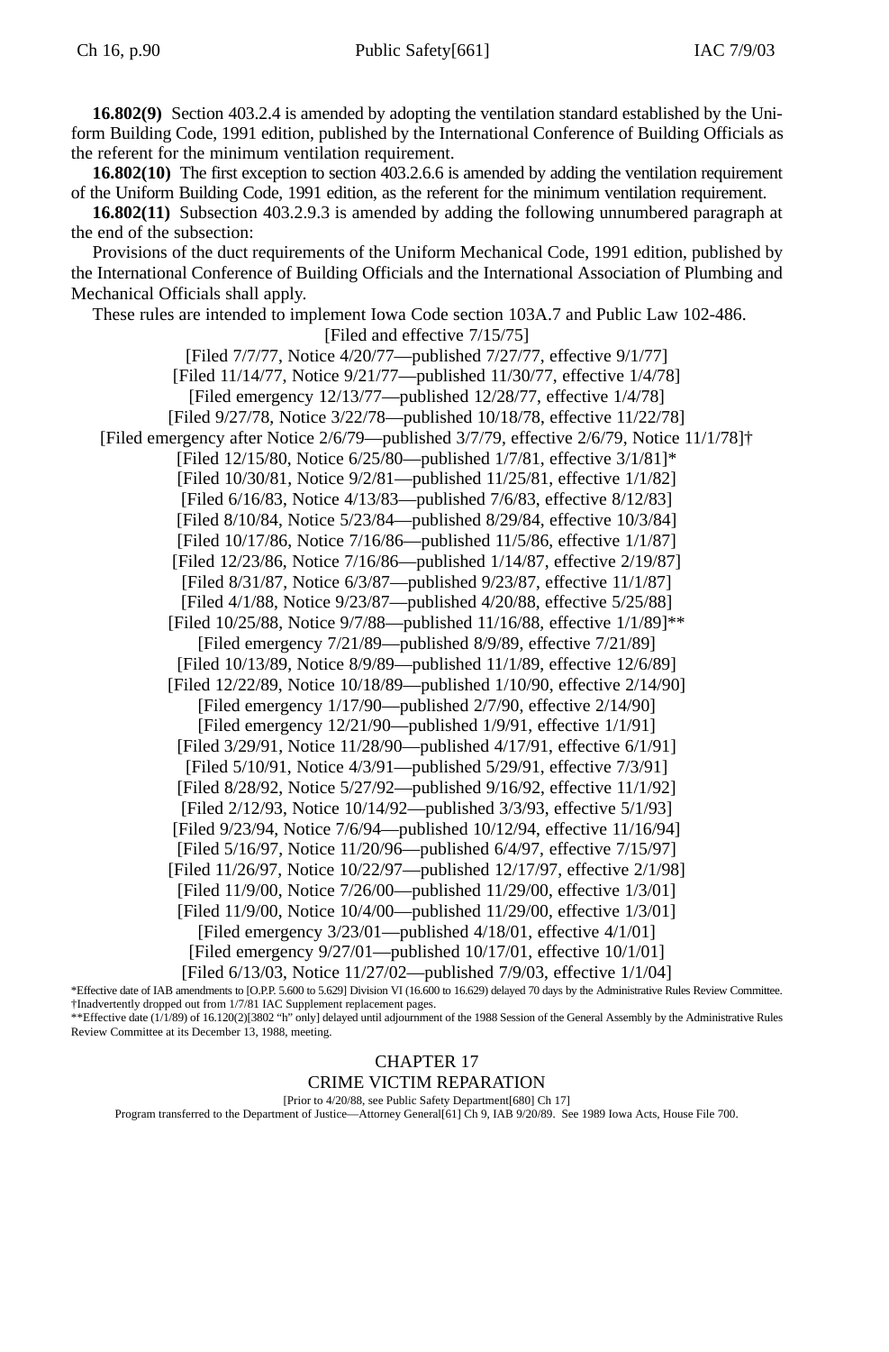**16.802(9)** Section 403.2.4 is amended by adopting the ventilation standard established by the Uniform Building Code, 1991 edition, published by the International Conference of Building Officials as the referent for the minimum ventilation requirement.

**16.802(10)** The first exception to section 403.2.6.6 is amended by adding the ventilation requirement of the Uniform Building Code, 1991 edition, as the referent for the minimum ventilation requirement.

**16.802(11)** Subsection 403.2.9.3 is amended by adding the following unnumbered paragraph at the end of the subsection:

Provisions of the duct requirements of the Uniform Mechanical Code, 1991 edition, published by the International Conference of Building Officials and the International Association of Plumbing and Mechanical Officials shall apply.

These rules are intended to implement Iowa Code section 103A.7 and Public Law 102-486.

[Filed and effective 7/15/75]
[Filed 7/7/77, Notice 4/20/77—published 7/27/77, effective 9/1/77]
[Filed 11/14/77, Notice 9/21/77—published 11/30/77, effective 1/4/78]
[Filed emergency 12/13/77—published 12/28/77, effective 1/4/78]
[Filed 9/27/78, Notice 3/22/78—published 10/18/78, effective 11/22/78]
[Filed emergency after Notice 2/6/79—published 3/7/79, effective 2/6/79, Notice 11/1/78]†
[Filed 12/15/80, Notice 6/25/80—published 1/7/81, effective 3/1/81]*
[Filed 10/30/81, Notice 9/2/81—published 11/25/81, effective 1/1/82]
[Filed 6/16/83, Notice 4/13/83—published 7/6/83, effective 8/12/83]
[Filed 8/10/84, Notice 5/23/84—published 8/29/84, effective 10/3/84]
[Filed 10/17/86, Notice 7/16/86—published 11/5/86, effective 1/1/87]
[Filed 12/23/86, Notice 7/16/86—published 1/14/87, effective 2/19/87]
[Filed 8/31/87, Notice 6/3/87—published 9/23/87, effective 11/1/87]
[Filed 4/1/88, Notice 9/23/87—published 4/20/88, effective 5/25/88]
[Filed 10/25/88, Notice 9/7/88—published 11/16/88, effective 1/1/89]**
[Filed emergency 7/21/89—published 8/9/89, effective 7/21/89]
[Filed 10/13/89, Notice 8/9/89—published 11/1/89, effective 12/6/89]
[Filed 12/22/89, Notice 10/18/89—published 1/10/90, effective 2/14/90]
[Filed emergency 1/17/90—published 2/7/90, effective 2/14/90]
[Filed emergency 12/21/90—published 1/9/91, effective 1/1/91]
[Filed 3/29/91, Notice 11/28/90—published 4/17/91, effective 6/1/91]
[Filed 5/10/91, Notice 4/3/91—published 5/29/91, effective 7/3/91]
[Filed 8/28/92, Notice 5/27/92—published 9/16/92, effective 11/1/92]
[Filed 2/12/93, Notice 10/14/92—published 3/3/93, effective 5/1/93]
[Filed 9/23/94, Notice 7/6/94—published 10/12/94, effective 11/16/94]
[Filed 5/16/97, Notice 11/20/96—published 6/4/97, effective 7/15/97]
[Filed 11/26/97, Notice 10/22/97—published 12/17/97, effective 2/1/98]
[Filed 11/9/00, Notice 7/26/00—published 11/29/00, effective 1/3/01]
[Filed 11/9/00, Notice 10/4/00—published 11/29/00, effective 1/3/01]
[Filed emergency 3/23/01—published 4/18/01, effective 4/1/01]
[Filed emergency 9/27/01—published 10/17/01, effective 10/1/01]
[Filed 6/13/03, Notice 11/27/02—published 7/9/03, effective 1/1/04]

*Effective date of IAB amendments to [O.P.P. 5.600 to 5.629] Division VI (16.600 to 16.629) delayed 70 days by the Administrative Rules Review Committee.
†Inadvertently dropped out from 1/7/81 IAC Supplement replacement pages.
**Effective date (1/1/89) of 16.120(2)[3802 "h" only] delayed until adjournment of the 1988 Session of the General Assembly by the Administrative Rules Review Committee at its December 13, 1988, meeting.

## CHAPTER 17
## CRIME VICTIM REPARATION

[Prior to 4/20/88, see Public Safety Department[680] Ch 17]
Program transferred to the Department of Justice—Attorney General[61] Ch 9, IAB 9/20/89. See 1989 Iowa Acts, House File 700.